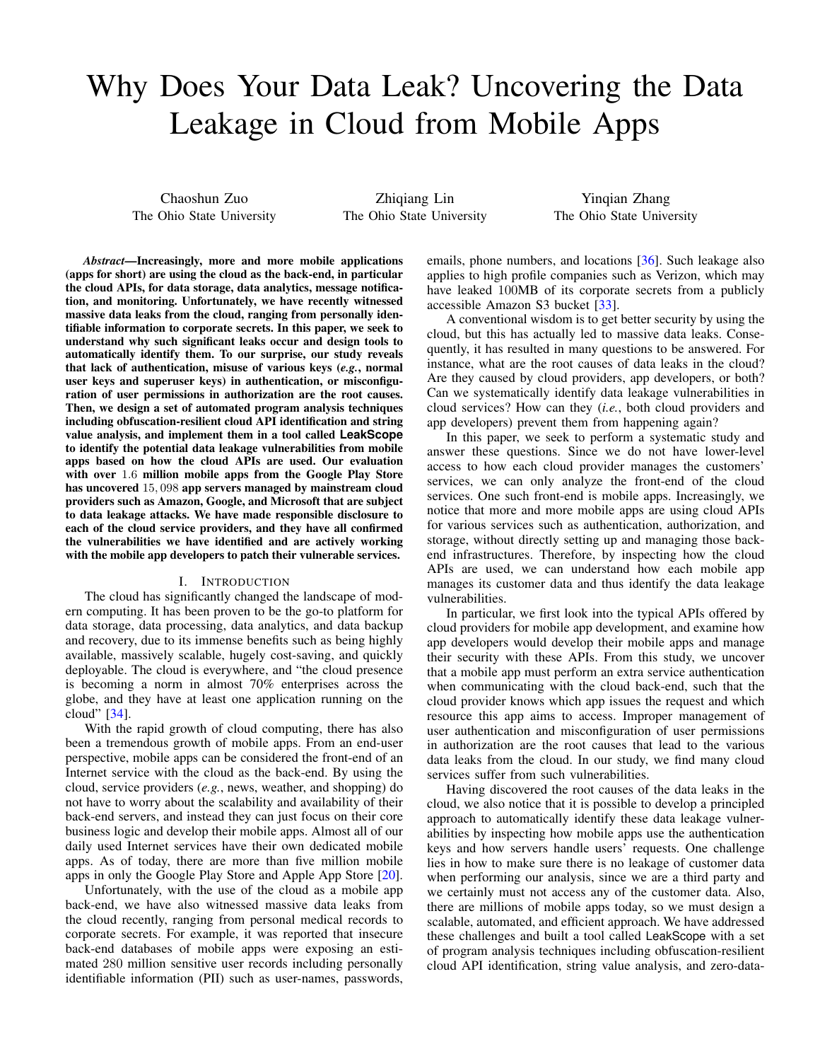# Why Does Your Data Leak? Uncovering the Data Leakage in Cloud from Mobile Apps

Chaoshun Zuo
The Ohio State University

Zhiqiang Lin
The Ohio State University

Yinqian Zhang
The Ohio State University

***Abstract*—Increasingly, more and more mobile applications (apps for short) are using the cloud as the back-end, in particular the cloud APIs, for data storage, data analytics, message notification, and monitoring. Unfortunately, we have recently witnessed massive data leaks from the cloud, ranging from personally identifiable information to corporate secrets. In this paper, we seek to understand why such significant leaks occur and design tools to automatically identify them. To our surprise, our study reveals that lack of authentication, misuse of various keys (*e.g.*, normal user keys and superuser keys) in authentication, or misconfiguration of user permissions in authorization are the root causes. Then, we design a set of automated program analysis techniques including obfuscation-resilient cloud API identification and string value analysis, and implement them in a tool called LeakScope to identify the potential data leakage vulnerabilities from mobile apps based on how the cloud APIs are used. Our evaluation with over 1.6 million mobile apps from the Google Play Store has uncovered 15,098 app servers managed by mainstream cloud providers such as Amazon, Google, and Microsoft that are subject to data leakage attacks. We have made responsible disclosure to each of the cloud service providers, and they have all confirmed the vulnerabilities we have identified and are actively working with the mobile app developers to patch their vulnerable services.**

## I. Introduction

The cloud has significantly changed the landscape of modern computing. It has been proven to be the go-to platform for data storage, data processing, data analytics, and data backup and recovery, due to its immense benefits such as being highly available, massively scalable, hugely cost-saving, and quickly deployable. The cloud is everywhere, and "the cloud presence is becoming a norm in almost 70% enterprises across the globe, and they have at least one application running on the cloud" [34].

With the rapid growth of cloud computing, there has also been a tremendous growth of mobile apps. From an end-user perspective, mobile apps can be considered the front-end of an Internet service with the cloud as the back-end. By using the cloud, service providers (*e.g.*, news, weather, and shopping) do not have to worry about the scalability and availability of their back-end servers, and instead they can just focus on their core business logic and develop their mobile apps. Almost all of our daily used Internet services have their own dedicated mobile apps. As of today, there are more than five million mobile apps in only the Google Play Store and Apple App Store [20].

Unfortunately, with the use of the cloud as a mobile app back-end, we have also witnessed massive data leaks from the cloud recently, ranging from personal medical records to corporate secrets. For example, it was reported that insecure back-end databases of mobile apps were exposing an estimated 280 million sensitive user records including personally identifiable information (PII) such as user-names, passwords, emails, phone numbers, and locations [36]. Such leakage also applies to high profile companies such as Verizon, which may have leaked 100MB of its corporate secrets from a publicly accessible Amazon S3 bucket [33].

A conventional wisdom is to get better security by using the cloud, but this has actually led to massive data leaks. Consequently, it has resulted in many questions to be answered. For instance, what are the root causes of data leaks in the cloud? Are they caused by cloud providers, app developers, or both? Can we systematically identify data leakage vulnerabilities in cloud services? How can they (*i.e.*, both cloud providers and app developers) prevent them from happening again?

In this paper, we seek to perform a systematic study and answer these questions. Since we do not have lower-level access to how each cloud provider manages the customers' services, we can only analyze the front-end of the cloud services. One such front-end is mobile apps. Increasingly, we notice that more and more mobile apps are using cloud APIs for various services such as authentication, authorization, and storage, without directly setting up and managing those back-end infrastructures. Therefore, by inspecting how the cloud APIs are used, we can understand how each mobile app manages its customer data and thus identify the data leakage vulnerabilities.

In particular, we first look into the typical APIs offered by cloud providers for mobile app development, and examine how app developers would develop their mobile apps and manage their security with these APIs. From this study, we uncover that a mobile app must perform an extra service authentication when communicating with the cloud back-end, such that the cloud provider knows which app issues the request and which resource this app aims to access. Improper management of user authentication and misconfiguration of user permissions in authorization are the root causes that lead to the various data leaks from the cloud. In our study, we find many cloud services suffer from such vulnerabilities.

Having discovered the root causes of the data leaks in the cloud, we also notice that it is possible to develop a principled approach to automatically identify these data leakage vulnerabilities by inspecting how mobile apps use the authentication keys and how servers handle users' requests. One challenge lies in how to make sure there is no leakage of customer data when performing our analysis, since we are a third party and we certainly must not access any of the customer data. Also, there are millions of mobile apps today, so we must design a scalable, automated, and efficient approach. We have addressed these challenges and built a tool called LeakScope with a set of program analysis techniques including obfuscation-resilient cloud API identification, string value analysis, and zero-data-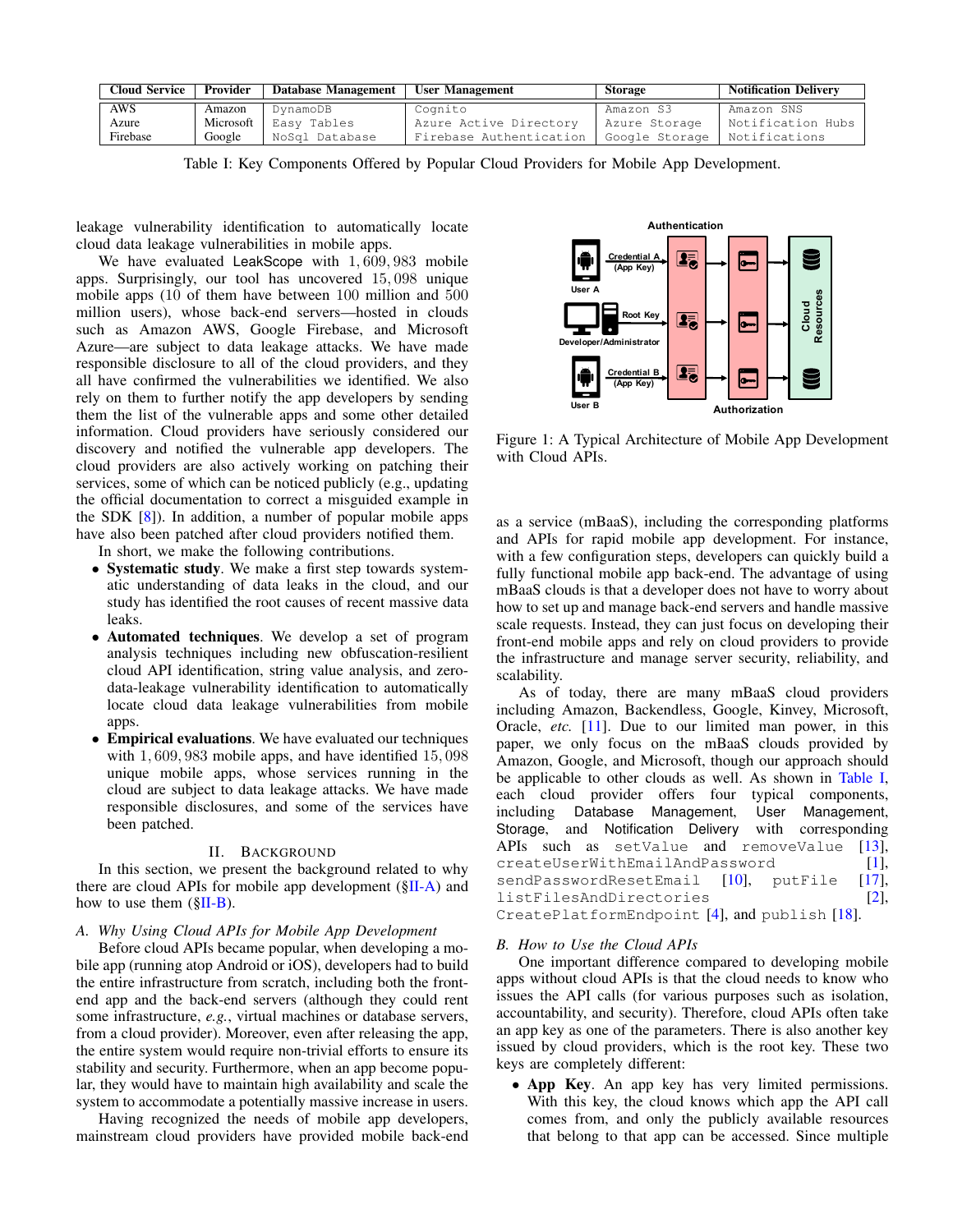| Cloud Service | Provider | Database Management | User Management | Storage | Notification Delivery |
|---|---|---|---|---|---|
| AWS | Amazon | DynamoDB | Cognito | Amazon S3 | Amazon SNS |
| Azure | Microsoft | Easy Tables | Azure Active Directory | Azure Storage | Notification Hubs |
| Firebase | Google | NoSql Database | Firebase Authentication | Google Storage | Notifications |

Table I: Key Components Offered by Popular Cloud Providers for Mobile App Development.

leakage vulnerability identification to automatically locate cloud data leakage vulnerabilities in mobile apps.

We have evaluated LeakScope with $1,609,983$ mobile apps. Surprisingly, our tool has uncovered $15,098$ unique mobile apps (10 of them have between 100 million and 500 million users), whose back-end servers—hosted in clouds such as Amazon AWS, Google Firebase, and Microsoft Azure—are subject to data leakage attacks. We have made responsible disclosure to all of the cloud providers, and they all have confirmed the vulnerabilities we identified. We also rely on them to further notify the app developers by sending them the list of the vulnerable apps and some other detailed information. Cloud providers have seriously considered our discovery and notified the vulnerable app developers. The cloud providers are also actively working on patching their services, some of which can be noticed publicly (e.g., updating the official documentation to correct a misguided example in the SDK [8]). In addition, a number of popular mobile apps have also been patched after cloud providers notified them.

In short, we make the following contributions.

- **Systematic study**. We make a first step towards systematic understanding of data leaks in the cloud, and our study has identified the root causes of recent massive data leaks.
- **Automated techniques**. We develop a set of program analysis techniques including new obfuscation-resilient cloud API identification, string value analysis, and zero-data-leakage vulnerability identification to automatically locate cloud data leakage vulnerabilities from mobile apps.
- **Empirical evaluations**. We have evaluated our techniques with $1,609,983$ mobile apps, and have identified $15,098$ unique mobile apps, whose services running in the cloud are subject to data leakage attacks. We have made responsible disclosures, and some of the services have been patched.

## II. Background

In this section, we present the background related to why there are cloud APIs for mobile app development (§II-A) and how to use them (§II-B).

### A. Why Using Cloud APIs for Mobile App Development

Before cloud APIs became popular, when developing a mobile app (running atop Android or iOS), developers had to build the entire infrastructure from scratch, including both the front-end app and the back-end servers (although they could rent some infrastructure, *e.g.*, virtual machines or database servers, from a cloud provider). Moreover, even after releasing the app, the entire system would require non-trivial efforts to ensure its stability and security. Furthermore, when an app become popular, they would have to maintain high availability and scale the system to accommodate a potentially massive increase in users.

Having recognized the needs of mobile app developers, mainstream cloud providers have provided mobile back-end as a service (mBaaS), including the corresponding platforms and APIs for rapid mobile app development. For instance, with a few configuration steps, developers can quickly build a fully functional mobile app back-end. The advantage of using mBaaS clouds is that a developer does not have to worry about how to set up and manage back-end servers and handle massive scale requests. Instead, they can just focus on developing their front-end mobile apps and rely on cloud providers to provide the infrastructure and manage server security, reliability, and scalability.

Figure 1: A Typical Architecture of Mobile App Development with Cloud APIs.

As of today, there are many mBaaS cloud providers including Amazon, Backendless, Google, Kinvey, Microsoft, Oracle, *etc.* [11]. Due to our limited man power, in this paper, we only focus on the mBaaS clouds provided by Amazon, Google, and Microsoft, though our approach should be applicable to other clouds as well. As shown in Table I, each cloud provider offers four typical components, including Database Management, User Management, Storage, and Notification Delivery with corresponding APIs such as `setValue` and `removeValue` [13], `createUserWithEmailAndPassword` [1], `sendPasswordResetEmail` [10], `putFile` [17], `listFilesAndDirectories` [2], `CreatePlatformEndpoint` [4], and `publish` [18].

### B. How to Use the Cloud APIs

One important difference compared to developing mobile apps without cloud APIs is that the cloud needs to know who issues the API calls (for various purposes such as isolation, accountability, and security). Therefore, cloud APIs often take an app key as one of the parameters. There is also another key issued by cloud providers, which is the root key. These two keys are completely different:

- **App Key**. An app key has very limited permissions. With this key, the cloud knows which app the API call comes from, and only the publicly available resources that belong to that app can be accessed. Since multiple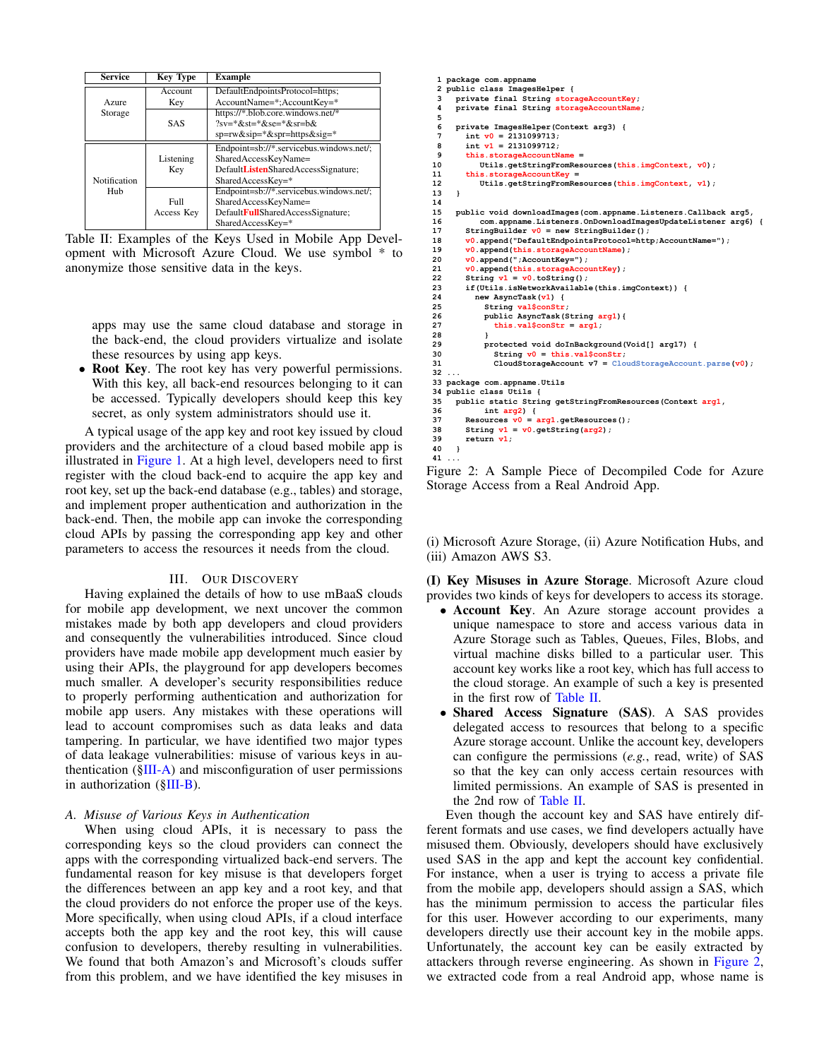| Service | Key Type | Example |
|---|---|---|
| Azure Storage | Account Key | DefaultEndpointsProtocol=https; AccountName=*;AccountKey=* |
| | SAS | https://*.blob.core.windows.net/* ?sv=*&st=*&se=*&sr=b& sp=rw&sip=*&spr=https&sig=* |
| Notification Hub | Listening Key | Endpoint=sb://*.servicebus.windows.net/; SharedAccessKeyName= Default**Listen**SharedAccessSignature; SharedAccessKey=* |
| | Full Access Key | Endpoint=sb://*.servicebus.windows.net/; SharedAccessKeyName= Default**Full**SharedAccessSignature; SharedAccessKey=* |

Table II: Examples of the Keys Used in Mobile App Development with Microsoft Azure Cloud. We use symbol * to anonymize those sensitive data in the keys.

apps may use the same cloud database and storage in the back-end, the cloud providers virtualize and isolate these resources by using app keys.

- **Root Key**. The root key has very powerful permissions. With this key, all back-end resources belonging to it can be accessed. Typically developers should keep this key secret, as only system administrators should use it.

A typical usage of the app key and root key issued by cloud providers and the architecture of a cloud based mobile app is illustrated in Figure 1. At a high level, developers need to first register with the cloud back-end to acquire the app key and root key, set up the back-end database (e.g., tables) and storage, and implement proper authentication and authorization in the back-end. Then, the mobile app can invoke the corresponding cloud APIs by passing the corresponding app key and other parameters to access the resources it needs from the cloud.

## III. Our Discovery

Having explained the details of how to use mBaaS clouds for mobile app development, we next uncover the common mistakes made by both app developers and cloud providers and consequently the vulnerabilities introduced. Since cloud providers have made mobile app development much easier by using their APIs, the playground for app developers becomes much smaller. A developer's security responsibilities reduce to properly performing authentication and authorization for mobile app users. Any mistakes with these operations will lead to account compromises such as data leaks and data tampering. In particular, we have identified two major types of data leakage vulnerabilities: misuse of various keys in authentication (§III-A) and misconfiguration of user permissions in authorization (§III-B).

### A. Misuse of Various Keys in Authentication

When using cloud APIs, it is necessary to pass the corresponding keys so the cloud providers can connect the apps with the corresponding virtualized back-end servers. The fundamental reason for key misuse is that developers forget the differences between an app key and a root key, and that the cloud providers do not enforce the proper use of the keys. More specifically, when using cloud APIs, if a cloud interface accepts both the app key and the root key, this will cause confusion to developers, thereby resulting in vulnerabilities. We found that both Amazon's and Microsoft's clouds suffer from this problem, and we have identified the key misuses in

```
1  package com.appname
2  public class ImagesHelper {
3    private final String storageAccountKey;
4    private final String storageAccountName;
5
6    private ImagesHelper(Context arg3) {
7      int v0 = 2131099713;
8      int v1 = 2131099712;
9      this.storageAccountName =
10         Utils.getStringFromResources(this.imgContext, v0);
11     this.storageAccountKey =
12         Utils.getStringFromResources(this.imgContext, v1);
13   }
14
15   public void downloadImages(com.appname.Listeners.Callback arg5,
16         com.appname.Listeners.OnDownloadImagesUpdateListener arg6) {
17     StringBuilder v0 = new StringBuilder();
18     v0.append("DefaultEndpointsProtocol=http;AccountName=");
19     v0.append(this.storageAccountName);
20     v0.append(";AccountKey=");
21     v0.append(this.storageAccountKey);
22     String v1 = v0.toString();
23     if(Utils.isNetworkAvailable(this.imgContext)) {
24       new AsyncTask(v1) {
25         String val$conStr;
26         public AsyncTask(String arg1){
27           this.val$conStr = arg1;
28         }
29         protected void doInBackground(Void[] arg17) {
30           String v0 = this.val$conStr;
31           CloudStorageAccount v7 = CloudStorageAccount.parse(v0);
32 ...
33 package com.appname.Utils
34 public class Utils {
35   public static String getStringFromResources(Context arg1,
36         int arg2) {
37     Resources v0 = arg1.getResources();
38     String v1 = v0.getString(arg2);
39     return v1;
40   }
41 ...
```

Figure 2: A Sample Piece of Decompiled Code for Azure Storage Access from a Real Android App.

(i) Microsoft Azure Storage, (ii) Azure Notification Hubs, and (iii) Amazon AWS S3.

**(I) Key Misuses in Azure Storage**. Microsoft Azure cloud provides two kinds of keys for developers to access its storage.

- **Account Key**. An Azure storage account provides a unique namespace to store and access various data in Azure Storage such as Tables, Queues, Files, Blobs, and virtual machine disks billed to a particular user. This account key works like a root key, which has full access to the cloud storage. An example of such a key is presented in the first row of Table II.
- **Shared Access Signature (SAS)**. A SAS provides delegated access to resources that belong to a specific Azure storage account. Unlike the account key, developers can configure the permissions (*e.g.*, read, write) of SAS so that the key can only access certain resources with limited permissions. An example of SAS is presented in the 2nd row of Table II.

Even though the account key and SAS have entirely different formats and use cases, we find developers actually have misused them. Obviously, developers should have exclusively used SAS in the app and kept the account key confidential. For instance, when a user is trying to access a private file from the mobile app, developers should assign a SAS, which has the minimum permission to access the particular files for this user. However according to our experiments, many developers directly use their account key in the mobile apps. Unfortunately, the account key can be easily extracted by attackers through reverse engineering. As shown in Figure 2, we extracted code from a real Android app, whose name is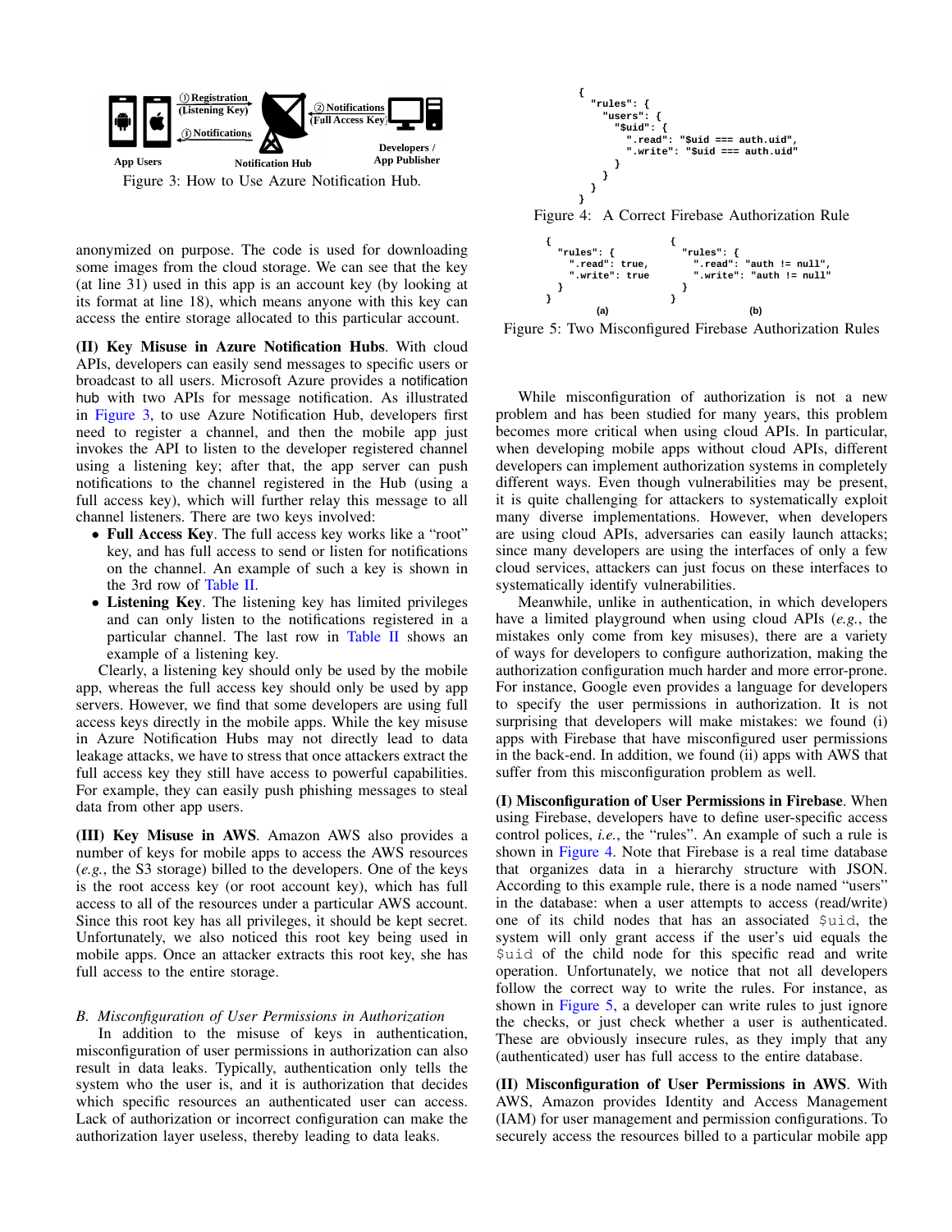① Registration (Listening Key)

③ Notifications

② Notifications (Full Access Key)

App Users

Notification Hub

Developers / App Publisher

Figure 3: How to Use Azure Notification Hub.

anonymized on purpose. The code is used for downloading some images from the cloud storage. We can see that the key (at line 31) used in this app is an account key (by looking at its format at line 18), which means anyone with this key can access the entire storage allocated to this particular account.

**(II) Key Misuse in Azure Notification Hubs**. With cloud APIs, developers can easily send messages to specific users or broadcast to all users. Microsoft Azure provides a notification hub with two APIs for message notification. As illustrated in Figure 3, to use Azure Notification Hub, developers first need to register a channel, and then the mobile app just invokes the API to listen to the developer registered channel using a listening key; after that, the app server can push notifications to the channel registered in the Hub (using a full access key), which will further relay this message to all channel listeners. There are two keys involved:

- **Full Access Key**. The full access key works like a "root" key, and has full access to send or listen for notifications on the channel. An example of such a key is shown in the 3rd row of Table II.
- **Listening Key**. The listening key has limited privileges and can only listen to the notifications registered in a particular channel. The last row in Table II shows an example of a listening key.

Clearly, a listening key should only be used by the mobile app, whereas the full access key should only be used by app servers. However, we find that some developers are using full access keys directly in the mobile apps. While the key misuse in Azure Notification Hubs may not directly lead to data leakage attacks, we have to stress that once attackers extract the full access key they still have access to powerful capabilities. For example, they can easily push phishing messages to steal data from other app users.

**(III) Key Misuse in AWS**. Amazon AWS also provides a number of keys for mobile apps to access the AWS resources (*e.g.*, the S3 storage) billed to the developers. One of the keys is the root access key (or root account key), which has full access to all of the resources under a particular AWS account. Since this root key has all privileges, it should be kept secret. Unfortunately, we also noticed this root key being used in mobile apps. Once an attacker extracts this root key, she has full access to the entire storage.

### *B. Misconfiguration of User Permissions in Authorization*

In addition to the misuse of keys in authentication, misconfiguration of user permissions in authorization can also result in data leaks. Typically, authentication only tells the system who the user is, and it is authorization that decides which specific resources an authenticated user can access. Lack of authorization or incorrect configuration can make the authorization layer useless, thereby leading to data leaks.

```
{
  "rules": {
    "users": {
      "$uid": {
        ".read": "$uid === auth.uid",
        ".write": "$uid === auth.uid"
      }
    }
  }
}
```

Figure 4: A Correct Firebase Authorization Rule

```
{
  "rules": {
    ".read": true,
    ".write": true
  }
}
```
(a)

```
{
  "rules": {
    ".read": "auth != null",
    ".write": "auth != null"
  }
}
```
(b)

Figure 5: Two Misconfigured Firebase Authorization Rules

While misconfiguration of authorization is not a new problem and has been studied for many years, this problem becomes more critical when using cloud APIs. In particular, when developing mobile apps without cloud APIs, different developers can implement authorization systems in completely different ways. Even though vulnerabilities may be present, it is quite challenging for attackers to systematically exploit many diverse implementations. However, when developers are using cloud APIs, adversaries can easily launch attacks; since many developers are using the interfaces of only a few cloud services, attackers can just focus on these interfaces to systematically identify vulnerabilities.

Meanwhile, unlike in authentication, in which developers have a limited playground when using cloud APIs (*e.g.*, the mistakes only come from key misuses), there are a variety of ways for developers to configure authorization, making the authorization configuration much harder and more error-prone. For instance, Google even provides a language for developers to specify the user permissions in authorization. It is not surprising that developers will make mistakes: we found (i) apps with Firebase that have misconfigured user permissions in the back-end. In addition, we found (ii) apps with AWS that suffer from this misconfiguration problem as well.

**(I) Misconfiguration of User Permissions in Firebase**. When using Firebase, developers have to define user-specific access control polices, *i.e.*, the "rules". An example of such a rule is shown in Figure 4. Note that Firebase is a real time database that organizes data in a hierarchy structure with JSON. According to this example rule, there is a node named "users" in the database: when a user attempts to access (read/write) one of its child nodes that has an associated `$uid`, the system will only grant access if the user's uid equals the `$uid` of the child node for this specific read and write operation. Unfortunately, we notice that not all developers follow the correct way to write the rules. For instance, as shown in Figure 5, a developer can write rules to just ignore the checks, or just check whether a user is authenticated. These are obviously insecure rules, as they imply that any (authenticated) user has full access to the entire database.

**(II) Misconfiguration of User Permissions in AWS**. With AWS, Amazon provides Identity and Access Management (IAM) for user management and permission configurations. To securely access the resources billed to a particular mobile app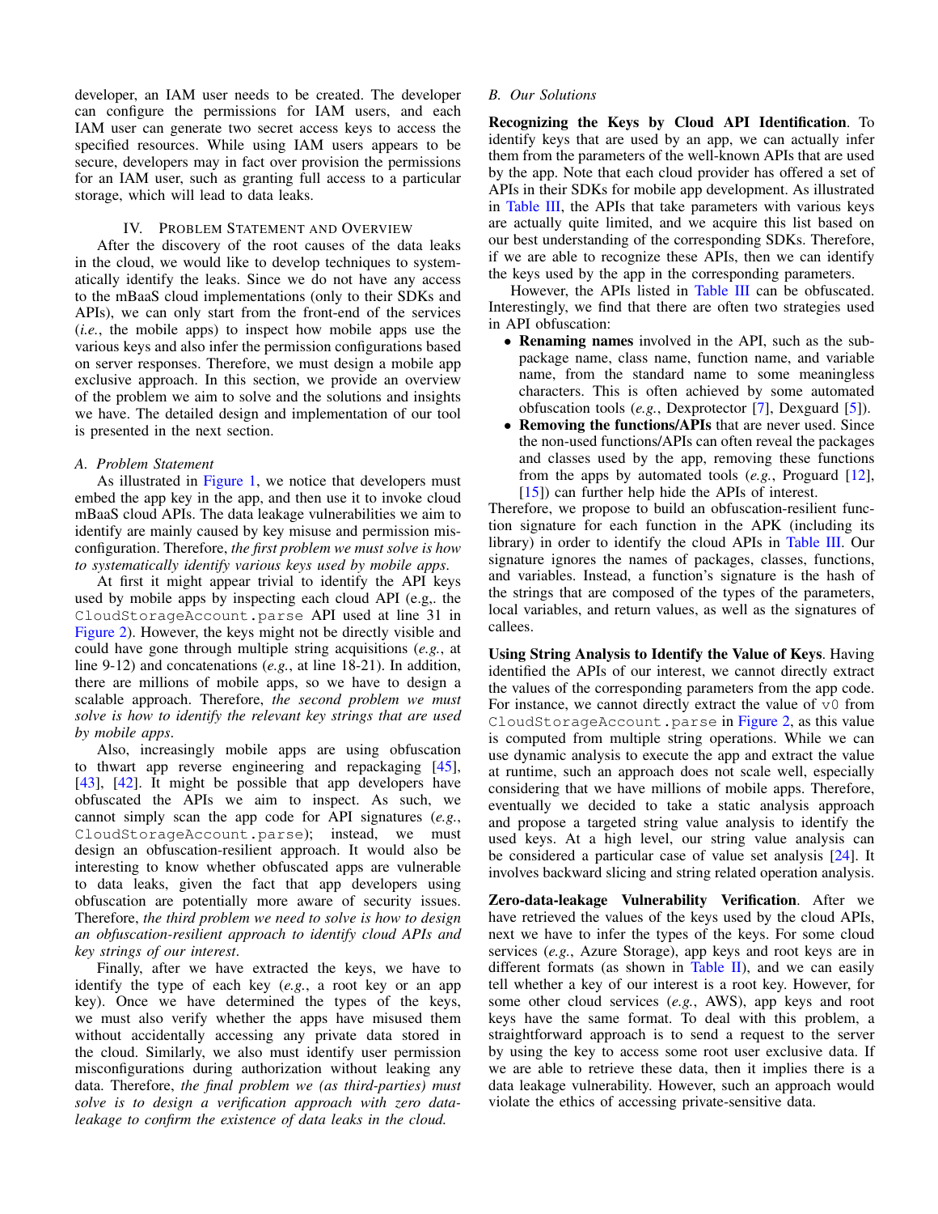developer, an IAM user needs to be created. The developer can configure the permissions for IAM users, and each IAM user can generate two secret access keys to access the specified resources. While using IAM users appears to be secure, developers may in fact over provision the permissions for an IAM user, such as granting full access to a particular storage, which will lead to data leaks.

## IV. Problem Statement and Overview

After the discovery of the root causes of the data leaks in the cloud, we would like to develop techniques to systematically identify the leaks. Since we do not have any access to the mBaaS cloud implementations (only to their SDKs and APIs), we can only start from the front-end of the services (*i.e.*, the mobile apps) to inspect how mobile apps use the various keys and also infer the permission configurations based on server responses. Therefore, we must design a mobile app exclusive approach. In this section, we provide an overview of the problem we aim to solve and the solutions and insights we have. The detailed design and implementation of our tool is presented in the next section.

### A. Problem Statement

As illustrated in Figure 1, we notice that developers must embed the app key in the app, and then use it to invoke cloud mBaaS cloud APIs. The data leakage vulnerabilities we aim to identify are mainly caused by key misuse and permission misconfiguration. Therefore, *the first problem we must solve is how to systematically identify various keys used by mobile apps*.

At first it might appear trivial to identify the API keys used by mobile apps by inspecting each cloud API (e.g,. the `CloudStorageAccount.parse` API used at line 31 in Figure 2). However, the keys might not be directly visible and could have gone through multiple string acquisitions (*e.g.*, at line 9-12) and concatenations (*e.g.*, at line 18-21). In addition, there are millions of mobile apps, so we have to design a scalable approach. Therefore, *the second problem we must solve is how to identify the relevant key strings that are used by mobile apps*.

Also, increasingly mobile apps are using obfuscation to thwart app reverse engineering and repackaging [45], [43], [42]. It might be possible that app developers have obfuscated the APIs we aim to inspect. As such, we cannot simply scan the app code for API signatures (*e.g.*, `CloudStorageAccount.parse`); instead, we must design an obfuscation-resilient approach. It would also be interesting to know whether obfuscated apps are vulnerable to data leaks, given the fact that app developers using obfuscation are potentially more aware of security issues. Therefore, *the third problem we need to solve is how to design an obfuscation-resilient approach to identify cloud APIs and key strings of our interest*.

Finally, after we have extracted the keys, we have to identify the type of each key (*e.g.*, a root key or an app key). Once we have determined the types of the keys, we must also verify whether the apps have misused them without accidentally accessing any private data stored in the cloud. Similarly, we also must identify user permission misconfigurations during authorization without leaking any data. Therefore, *the final problem we (as third-parties) must solve is to design a verification approach with zero data-leakage to confirm the existence of data leaks in the cloud.*

### B. Our Solutions

**Recognizing the Keys by Cloud API Identification**. To identify keys that are used by an app, we can actually infer them from the parameters of the well-known APIs that are used by the app. Note that each cloud provider has offered a set of APIs in their SDKs for mobile app development. As illustrated in Table III, the APIs that take parameters with various keys are actually quite limited, and we acquire this list based on our best understanding of the corresponding SDKs. Therefore, if we are able to recognize these APIs, then we can identify the keys used by the app in the corresponding parameters.

However, the APIs listed in Table III can be obfuscated. Interestingly, we find that there are often two strategies used in API obfuscation:

- **Renaming names** involved in the API, such as the subpackage name, class name, function name, and variable name, from the standard name to some meaningless characters. This is often achieved by some automated obfuscation tools (*e.g.*, Dexprotector [7], Dexguard [5]).
- **Removing the functions/APIs** that are never used. Since the non-used functions/APIs can often reveal the packages and classes used by the app, removing these functions from the apps by automated tools (*e.g.*, Proguard [12], [15]) can further help hide the APIs of interest.

Therefore, we propose to build an obfuscation-resilient function signature for each function in the APK (including its library) in order to identify the cloud APIs in Table III. Our signature ignores the names of packages, classes, functions, and variables. Instead, a function's signature is the hash of the strings that are composed of the types of the parameters, local variables, and return values, as well as the signatures of callees.

**Using String Analysis to Identify the Value of Keys**. Having identified the APIs of our interest, we cannot directly extract the values of the corresponding parameters from the app code. For instance, we cannot directly extract the value of `v0` from `CloudStorageAccount.parse` in Figure 2, as this value is computed from multiple string operations. While we can use dynamic analysis to execute the app and extract the value at runtime, such an approach does not scale well, especially considering that we have millions of mobile apps. Therefore, eventually we decided to take a static analysis approach and propose a targeted string value analysis to identify the used keys. At a high level, our string value analysis can be considered a particular case of value set analysis [24]. It involves backward slicing and string related operation analysis.

**Zero-data-leakage Vulnerability Verification**. After we have retrieved the values of the keys used by the cloud APIs, next we have to infer the types of the keys. For some cloud services (*e.g.*, Azure Storage), app keys and root keys are in different formats (as shown in Table II), and we can easily tell whether a key of our interest is a root key. However, for some other cloud services (*e.g.*, AWS), app keys and root keys have the same format. To deal with this problem, a straightforward approach is to send a request to the server by using the key to access some root user exclusive data. If we are able to retrieve these data, then it implies there is a data leakage vulnerability. However, such an approach would violate the ethics of accessing private-sensitive data.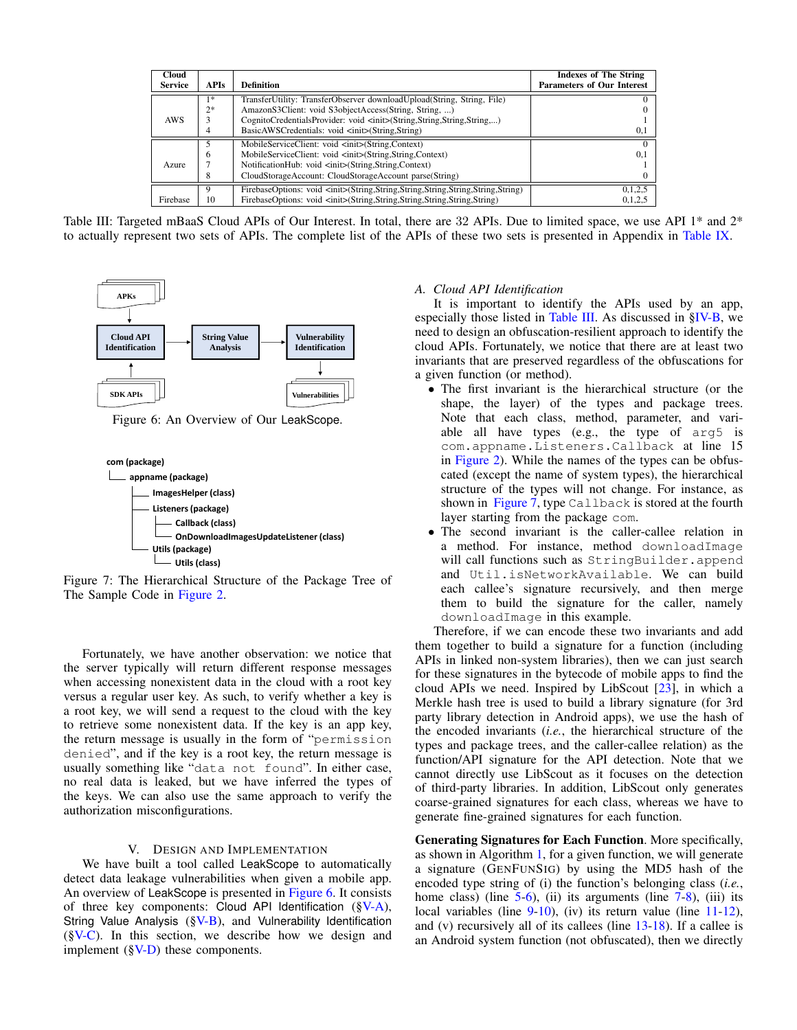| Cloud Service | APIs | Definition | Indexes of The String Parameters of Our Interest |
|---|---|---|---|
| AWS | 1* | TransferUtility: TransferObserver downloadUpload(String, String, File) | 0 |
| | 2* | AmazonS3Client: void S3objectAccess(String, String, ...) | 0 |
| | 3 | CognitoCredentialsProvider: void <init>(String,String,String,String,...) | 1 |
| | 4 | BasicAWSCredentials: void <init>(String,String) | 0,1 |
| Azure | 5 | MobileServiceClient: void <init>(String,Context) | 0 |
| | 6 | MobileServiceClient: void <init>(String,String,Context) | 0,1 |
| | 7 | NotificationHub: void <init>(String,String,Context) | 1 |
| | 8 | CloudStorageAccount: CloudStorageAccount parse(String) | 0 |
| Firebase | 9 | FirebaseOptions: void <init>(String,String,String,String,String,String,String) | 0,1,2,5 |
| | 10 | FirebaseOptions: void <init>(String,String,String,String,String,String) | 0,1,2,5 |

Table III: Targeted mBaaS Cloud APIs of Our Interest. In total, there are 32 APIs. Due to limited space, we use API 1* and 2* to actually represent two sets of APIs. The complete list of the APIs of these two sets is presented in Appendix in Table IX.

APKs
Cloud API Identification
String Value Analysis
Vulnerability Identification
SDK APIs
Vulnerabilities

Figure 6: An Overview of Our LeakScope.

com (package)
appname (package)
ImagesHelper (class)
Listeners (package)
Callback (class)
OnDownloadImagesUpdateListener (class)
Utils (package)
Utils (class)

Figure 7: The Hierarchical Structure of the Package Tree of The Sample Code in Figure 2.

Fortunately, we have another observation: we notice that the server typically will return different response messages when accessing nonexistent data in the cloud with a root key versus a regular user key. As such, to verify whether a key is a root key, we will send a request to the cloud with the key to retrieve some nonexistent data. If the key is an app key, the return message is usually in the form of "permission denied", and if the key is a root key, the return message is usually something like "data not found". In either case, no real data is leaked, but we have inferred the types of the keys. We can also use the same approach to verify the authorization misconfigurations.

## V. Design and Implementation

We have built a tool called LeakScope to automatically detect data leakage vulnerabilities when given a mobile app. An overview of LeakScope is presented in Figure 6. It consists of three key components: Cloud API Identification (§V-A), String Value Analysis (§V-B), and Vulnerability Identification (§V-C). In this section, we describe how we design and implement (§V-D) these components.

### A. Cloud API Identification

It is important to identify the APIs used by an app, especially those listed in Table III. As discussed in §IV-B, we need to design an obfuscation-resilient approach to identify the cloud APIs. Fortunately, we notice that there are at least two invariants that are preserved regardless of the obfuscations for a given function (or method).

- The first invariant is the hierarchical structure (or the shape, the layer) of the types and package trees. Note that each class, method, parameter, and variable all have types (e.g., the type of `arg5` is `com.appname.Listeners.Callback` at line 15 in Figure 2). While the names of the types can be obfuscated (except the name of system types), the hierarchical structure of the types will not change. For instance, as shown in Figure 7, type `Callback` is stored at the fourth layer starting from the package `com`.
- The second invariant is the caller-callee relation in a method. For instance, method `downloadImage` will call functions such as `StringBuilder.append` and `Util.isNetworkAvailable`. We can build each callee's signature recursively, and then merge them to build the signature for the caller, namely `downloadImage` in this example.

Therefore, if we can encode these two invariants and add them together to build a signature for a function (including APIs in linked non-system libraries), then we can just search for these signatures in the bytecode of mobile apps to find the cloud APIs we need. Inspired by LibScout [23], in which a Merkle hash tree is used to build a library signature (for 3rd party library detection in Android apps), we use the hash of the encoded invariants (*i.e.*, the hierarchical structure of the types and package trees, and the caller-callee relation) as the function/API signature for the API detection. Note that we cannot directly use LibScout as it focuses on the detection of third-party libraries. In addition, LibScout only generates coarse-grained signatures for each class, whereas we have to generate fine-grained signatures for each function.

**Generating Signatures for Each Function**. More specifically, as shown in Algorithm 1, for a given function, we will generate a signature (GenFunSig) by using the MD5 hash of the encoded type string of (i) the function's belonging class (*i.e.*, home class) (line 5-6), (ii) its arguments (line 7-8), (iii) its local variables (line 9-10), (iv) its return value (line 11-12), and (v) recursively all of its callees (line 13-18). If a callee is an Android system function (not obfuscated), then we directly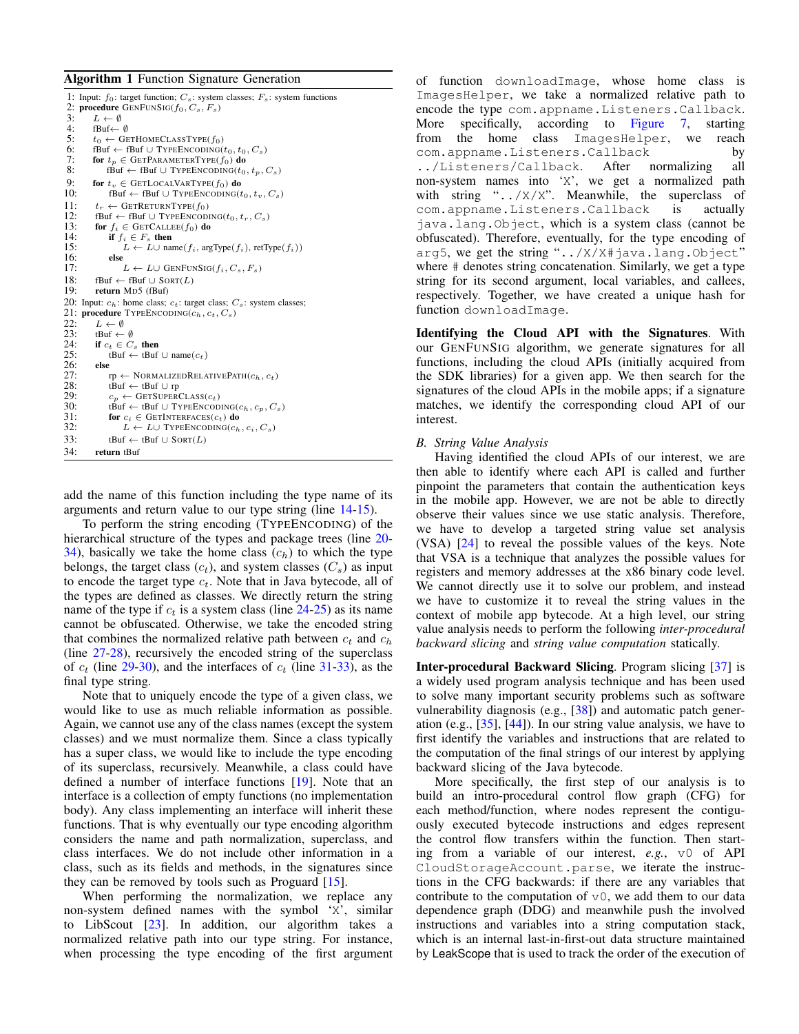**Algorithm 1** Function Signature Generation

```
1: Input: f_0: target function; C_s: system classes; F_s: system functions
2: procedure GENFUNSIG(f_0, C_s, F_s)
3:    L ← ∅
4:    fBuf ← ∅
5:    t_0 ← GETHOMECLASSTYPE(f_0)
6:    fBuf ← fBuf ∪ TYPEENCODING(t_0, t_0, C_s)
7:    for t_p ∈ GETPARAMETERTYPE(f_0) do
8:        fBuf ← fBuf ∪ TYPEENCODING(t_0, t_p, C_s)
9:    for t_v ∈ GETLOCALVARTYPE(f_0) do
10:       fBuf ← fBuf ∪ TYPEENCODING(t_0, t_v, C_s)
11:   t_r ← GETRETURNTYPE(f_0)
12:   fBuf ← fBuf ∪ TYPEENCODING(t_0, t_r, C_s)
13:   for f_i ∈ GETCALLEE(f_0) do
14:       if f_i ∈ F_s then
15:           L ← L ∪ name(f_i, argType(f_i), retType(f_i))
16:       else
17:           L ← L ∪ GENFUNSIG(f_i, C_s, F_s)
18:   fBuf ← fBuf ∪ SORT(L)
19:   return MD5 (fBuf)
20: Input: c_h: home class; c_t: target class; C_s: system classes;
21: procedure TYPEENCODING(c_h, c_t, C_s)
22:   L ← ∅
23:   tBuf ← ∅
24:   if c_t ∈ C_s then
25:       tBuf ← tBuf ∪ name(c_t)
26:   else
27:       rp ← NORMALIZEDRELATIVEPATH(c_h, c_t)
28:       tBuf ← tBuf ∪ rp
29:       c_p ← GETSUPERCLASS(c_t)
30:       tBuf ← tBuf ∪ TYPEENCODING(c_h, c_p, C_s)
31:       for c_i ∈ GETINTERFACES(c_t) do
32:           L ← L ∪ TYPEENCODING(c_h, c_i, C_s)
33:       tBuf ← tBuf ∪ SORT(L)
34:   return tBuf
```

add the name of this function including the type name of its arguments and return value to our type string (line 14-15).

To perform the string encoding (TYPEENCODING) of the hierarchical structure of the types and package trees (line 20-34), basically we take the home class ($c_h$) to which the type belongs, the target class ($c_t$), and system classes ($C_s$) as input to encode the target type $c_t$. Note that in Java bytecode, all of the types are defined as classes. We directly return the string name of the type if $c_t$ is a system class (line 24-25) as its name cannot be obfuscated. Otherwise, we take the encoded string that combines the normalized relative path between $c_t$ and $c_h$ (line 27-28), recursively the encoded string of the superclass of $c_t$ (line 29-30), and the interfaces of $c_t$ (line 31-33), as the final type string.

Note that to uniquely encode the type of a given class, we would like to use as much reliable information as possible. Again, we cannot use any of the class names (except the system classes) and we must normalize them. Since a class typically has a super class, we would like to include the type encoding of its superclass, recursively. Meanwhile, a class could have defined a number of interface functions [19]. Note that an interface is a collection of empty functions (no implementation body). Any class implementing an interface will inherit these functions. That is why eventually our type encoding algorithm considers the name and path normalization, superclass, and class interfaces. We do not include other information in a class, such as its fields and methods, in the signatures since they can be removed by tools such as Proguard [15].

When performing the normalization, we replace any non-system defined names with the symbol 'X', similar to LibScout [23]. In addition, our algorithm takes a normalized relative path into our type string. For instance, when processing the type encoding of the first argument of function `downloadImage`, whose home class is `ImagesHelper`, we take a normalized relative path to encode the type `com.appname.Listeners.Callback`. More specifically, according to Figure 7, starting from the home class `ImagesHelper`, we reach `com.appname.Listeners.Callback` by `../Listeners/Callback`. After normalizing all non-system names into 'X', we get a normalized path with string "`../X/X`". Meanwhile, the superclass of `com.appname.Listeners.Callback` is actually `java.lang.Object`, which is a system class (cannot be obfuscated). Therefore, eventually, for the type encoding of `arg5`, we get the string "`../X/X#java.lang.Object`" where # denotes string concatenation. Similarly, we get a type string for its second argument, local variables, and callees, respectively. Together, we have created a unique hash for function `downloadImage`.

**Identifying the Cloud API with the Signatures**. With our GENFUNSIG algorithm, we generate signatures for all functions, including the cloud APIs (initially acquired from the SDK libraries) for a given app. We then search for the signatures of the cloud APIs in the mobile apps; if a signature matches, we identify the corresponding cloud API of our interest.

### *B. String Value Analysis*

Having identified the cloud APIs of our interest, we are then able to identify where each API is called and further pinpoint the parameters that contain the authentication keys in the mobile app. However, we are not be able to directly observe their values since we use static analysis. Therefore, we have to develop a targeted string value set analysis (VSA) [24] to reveal the possible values of the keys. Note that VSA is a technique that analyzes the possible values for registers and memory addresses at the x86 binary code level. We cannot directly use it to solve our problem, and instead we have to customize it to reveal the string values in the context of mobile app bytecode. At a high level, our string value analysis needs to perform the following *inter-procedural backward slicing* and *string value computation* statically.

**Inter-procedural Backward Slicing**. Program slicing [37] is a widely used program analysis technique and has been used to solve many important security problems such as software vulnerability diagnosis (e.g., [38]) and automatic patch generation (e.g., [35], [44]). In our string value analysis, we have to first identify the variables and instructions that are related to the computation of the final strings of our interest by applying backward slicing of the Java bytecode.

More specifically, the first step of our analysis is to build an intro-procedural control flow graph (CFG) for each method/function, where nodes represent the contiguously executed bytecode instructions and edges represent the control flow transfers within the function. Then starting from a variable of our interest, *e.g.*, `v0` of API `CloudStorageAccount.parse`, we iterate the instructions in the CFG backwards: if there are any variables that contribute to the computation of `v0`, we add them to our data dependence graph (DDG) and meanwhile push the involved instructions and variables into a string computation stack, which is an internal last-in-first-out data structure maintained by LeakScope that is used to track the order of the execution of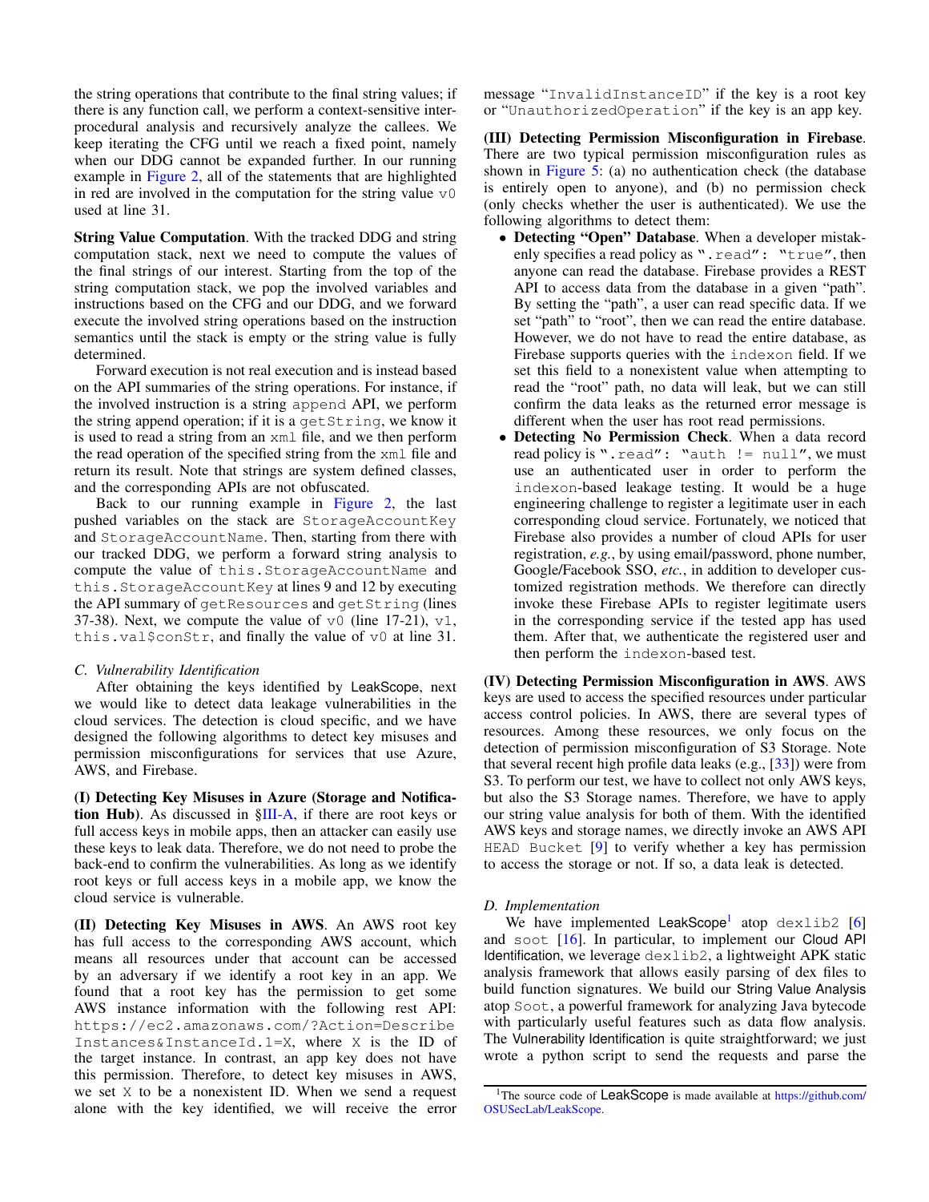the string operations that contribute to the final string values; if there is any function call, we perform a context-sensitive inter-procedural analysis and recursively analyze the callees. We keep iterating the CFG until we reach a fixed point, namely when our DDG cannot be expanded further. In our running example in Figure 2, all of the statements that are highlighted in red are involved in the computation for the string value `v0` used at line 31.

**String Value Computation**. With the tracked DDG and string computation stack, next we need to compute the values of the final strings of our interest. Starting from the top of the string computation stack, we pop the involved variables and instructions based on the CFG and our DDG, and we forward execute the involved string operations based on the instruction semantics until the stack is empty or the string value is fully determined.

Forward execution is not real execution and is instead based on the API summaries of the string operations. For instance, if the involved instruction is a string `append` API, we perform the string append operation; if it is a `getString`, we know it is used to read a string from an `xml` file, and we then perform the read operation of the specified string from the `xml` file and return its result. Note that strings are system defined classes, and the corresponding APIs are not obfuscated.

Back to our running example in Figure 2, the last pushed variables on the stack are `StorageAccountKey` and `StorageAccountName`. Then, starting from there with our tracked DDG, we perform a forward string analysis to compute the value of `this.StorageAccountName` and `this.StorageAccountKey` at lines 9 and 12 by executing the API summary of `getResources` and `getString` (lines 37-38). Next, we compute the value of `v0` (line 17-21), `v1`, `this.val$conStr`, and finally the value of `v0` at line 31.

### C. Vulnerability Identification

After obtaining the keys identified by LeakScope, next we would like to detect data leakage vulnerabilities in the cloud services. The detection is cloud specific, and we have designed the following algorithms to detect key misuses and permission misconfigurations for services that use Azure, AWS, and Firebase.

**(I) Detecting Key Misuses in Azure (Storage and Notification Hub)**. As discussed in §III-A, if there are root keys or full access keys in mobile apps, then an attacker can easily use these keys to leak data. Therefore, we do not need to probe the back-end to confirm the vulnerabilities. As long as we identify root keys or full access keys in a mobile app, we know the cloud service is vulnerable.

**(II) Detecting Key Misuses in AWS**. An AWS root key has full access to the corresponding AWS account, which means all resources under that account can be accessed by an adversary if we identify a root key in an app. We found that a root key has the permission to get some AWS instance information with the following rest API: `https://ec2.amazonaws.com/?Action=DescribeInstances&InstanceId.1=X`, where `X` is the ID of the target instance. In contrast, an app key does not have this permission. Therefore, to detect key misuses in AWS, we set `X` to be a nonexistent ID. When we send a request alone with the key identified, we will receive the error message "`InvalidInstanceID`" if the key is a root key or "`UnauthorizedOperation`" if the key is an app key.

**(III) Detecting Permission Misconfiguration in Firebase**. There are two typical permission misconfiguration rules as shown in Figure 5: (a) no authentication check (the database is entirely open to anyone), and (b) no permission check (only checks whether the user is authenticated). We use the following algorithms to detect them:

- **Detecting "Open" Database**. When a developer mistakenly specifies a read policy as "`.read`": "`true`", then anyone can read the database. Firebase provides a REST API to access data from the database in a given "path". By setting the "path", a user can read specific data. If we set "path" to "root", then we can read the entire database. However, we do not have to read the entire database, as Firebase supports queries with the `indexon` field. If we set this field to a nonexistent value when attempting to read the "root" path, no data will leak, but we can still confirm the data leaks as the returned error message is different when the user has root read permissions.
- **Detecting No Permission Check**. When a data record read policy is "`.read`": "`auth != null`", we must use an authenticated user in order to perform the `indexon`-based leakage testing. It would be a huge engineering challenge to register a legitimate user in each corresponding cloud service. Fortunately, we noticed that Firebase also provides a number of cloud APIs for user registration, *e.g.*, by using email/password, phone number, Google/Facebook SSO, *etc.*, in addition to developer customized registration methods. We therefore can directly invoke these Firebase APIs to register legitimate users in the corresponding service if the tested app has used them. After that, we authenticate the registered user and then perform the `indexon`-based test.

**(IV) Detecting Permission Misconfiguration in AWS**. AWS keys are used to access the specified resources under particular access control policies. In AWS, there are several types of resources. Among these resources, we only focus on the detection of permission misconfiguration of S3 Storage. Note that several recent high profile data leaks (e.g., [33]) were from S3. To perform our test, we have to collect not only AWS keys, but also the S3 Storage names. Therefore, we have to apply our string value analysis for both of them. With the identified AWS keys and storage names, we directly invoke an AWS API `HEAD Bucket` [9] to verify whether a key has permission to access the storage or not. If so, a data leak is detected.

### D. Implementation

We have implemented LeakScope[1] atop `dexlib2` [6] and `soot` [16]. In particular, to implement our Cloud API Identification, we leverage `dexlib2`, a lightweight APK static analysis framework that allows easily parsing of dex files to build function signatures. We build our String Value Analysis atop `Soot`, a powerful framework for analyzing Java bytecode with particularly useful features such as data flow analysis. The Vulnerability Identification is quite straightforward; we just wrote a python script to send the requests and parse the

[1] The source code of LeakScope is made available at https://github.com/OSUSecLab/LeakScope.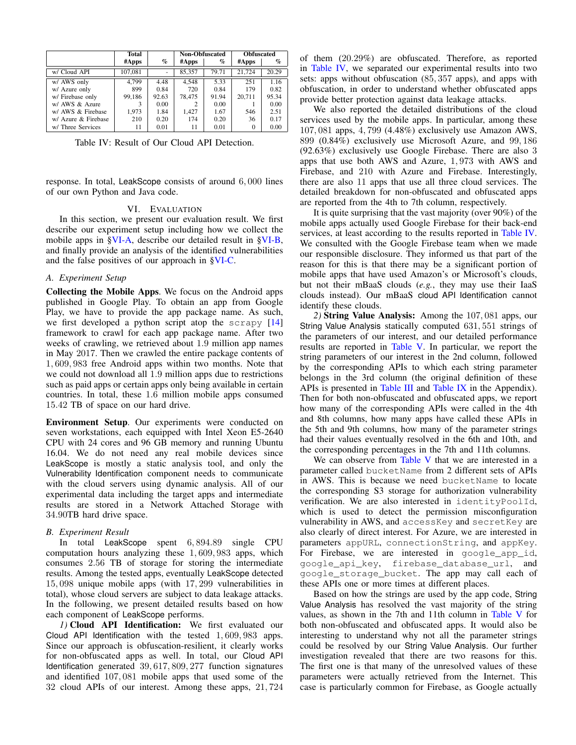| | Total | | Non-Obfuscated | | Obfuscated | |
|---|---|---|---|---|---|---|
| | #Apps | % | #Apps | % | #Apps | % |
| w/ Cloud API | 107,081 | - | 85,357 | 79.71 | 21,724 | 20.29 |
| w/ AWS only | 4,799 | 4.48 | 4,548 | 5.33 | 251 | 1.16 |
| w/ Azure only | 899 | 0.84 | 720 | 0.84 | 179 | 0.82 |
| w/ Firebase only | 99,186 | 92.63 | 78,475 | 91.94 | 20,711 | 95.34 |
| w/ AWS & Azure | 3 | 0.00 | 2 | 0.00 | 1 | 0.00 |
| w/ AWS & Firebase | 1,973 | 1.84 | 1,427 | 1.67 | 546 | 2.51 |
| w/ Azure & Firebase | 210 | 0.20 | 174 | 0.20 | 36 | 0.17 |
| w/ Three Services | 11 | 0.01 | 11 | 0.01 | 0 | 0.00 |

Table IV: Result of Our Cloud API Detection.

response. In total, LeakScope consists of around 6,000 lines of our own Python and Java code.

## VI. Evaluation

In this section, we present our evaluation result. We first describe our experiment setup including how we collect the mobile apps in §VI-A, describe our detailed result in §VI-B, and finally provide an analysis of the identified vulnerabilities and the false positives of our approach in §VI-C.

### A. Experiment Setup

**Collecting the Mobile Apps**. We focus on the Android apps published in Google Play. To obtain an app from Google Play, we have to provide the app package name. As such, we first developed a python script atop the scrapy [14] framework to crawl for each app package name. After two weeks of crawling, we retrieved about 1.9 million app names in May 2017. Then we crawled the entire package contents of 1,609,983 free Android apps within two months. Note that we could not download all 1.9 million apps due to restrictions such as paid apps or certain apps only being available in certain countries. In total, these 1.6 million mobile apps consumed 15.42 TB of space on our hard drive.

**Environment Setup**. Our experiments were conducted on seven workstations, each equipped with Intel Xeon E5-2640 CPU with 24 cores and 96 GB memory and running Ubuntu 16.04. We do not need any real mobile devices since LeakScope is mostly a static analysis tool, and only the Vulnerability Identification component needs to communicate with the cloud servers using dynamic analysis. All of our experimental data including the target apps and intermediate results are stored in a Network Attached Storage with 34.90TB hard drive space.

### B. Experiment Result

In total LeakScope spent 6,894.89 single CPU computation hours analyzing these 1,609,983 apps, which consumes 2.56 TB of storage for storing the intermediate results. Among the tested apps, eventually LeakScope detected 15,098 unique mobile apps (with 17,299 vulnerabilities in total), whose cloud servers are subject to data leakage attacks. In the following, we present detailed results based on how each component of LeakScope performs.

*1)* **Cloud API Identification:** We first evaluated our Cloud API Identification with the tested 1,609,983 apps. Since our approach is obfuscation-resilient, it clearly works for non-obfuscated apps as well. In total, our Cloud API Identification generated 39,617,809,277 function signatures and identified 107,081 mobile apps that used some of the 32 cloud APIs of our interest. Among these apps, 21,724 of them (20.29%) are obfuscated. Therefore, as reported in Table IV, we separated our experimental results into two sets: apps without obfuscation (85,357 apps), and apps with obfuscation, in order to understand whether obfuscated apps provide better protection against data leakage attacks.

We also reported the detailed distributions of the cloud services used by the mobile apps. In particular, among these 107,081 apps, 4,799 (4.48%) exclusively use Amazon AWS, 899 (0.84%) exclusively use Microsoft Azure, and 99,186 (92.63%) exclusively use Google Firebase. There are also 3 apps that use both AWS and Azure, 1,973 with AWS and Firebase, and 210 with Azure and Firebase. Interestingly, there are also 11 apps that use all three cloud services. The detailed breakdown for non-obfuscated and obfuscated apps are reported from the 4th to 7th column, respectively.

It is quite surprising that the vast majority (over 90%) of the mobile apps actually used Google Firebase for their back-end services, at least according to the results reported in Table IV. We consulted with the Google Firebase team when we made our responsible disclosure. They informed us that part of the reason for this is that there may be a significant portion of mobile apps that have used Amazon's or Microsoft's clouds, but not their mBaaS clouds (*e.g.*, they may use their IaaS clouds instead). Our mBaaS cloud API Identification cannot identify these clouds.

*2)* **String Value Analysis:** Among the 107,081 apps, our String Value Analysis statically computed 631,551 strings of the parameters of our interest, and our detailed performance results are reported in Table V. In particular, we report the string parameters of our interest in the 2nd column, followed by the corresponding APIs to which each string parameter belongs in the 3rd column (the original definition of these APIs is presented in Table III and Table IX in the Appendix). Then for both non-obfuscated and obfuscated apps, we report how many of the corresponding APIs were called in the 4th and 8th columns, how many apps have called these APIs in the 5th and 9th columns, how many of the parameter strings had their values eventually resolved in the 6th and 10th, and the corresponding percentages in the 7th and 11th columns.

We can observe from Table V that we are interested in a parameter called bucketName from 2 different sets of APIs in AWS. This is because we need bucketName to locate the corresponding S3 storage for authorization vulnerability verification. We are also interested in identityPoolId, which is used to detect the permission misconfiguration vulnerability in AWS, and accessKey and secretKey are also clearly of direct interest. For Azure, we are interested in parameters appURL, connectionString, and appKey. For Firebase, we are interested in google_app_id, google_api_key, firebase_database_url, and google_storage_bucket. The app may call each of these APIs one or more times at different places.

Based on how the strings are used by the app code, String Value Analysis has resolved the vast majority of the string values, as shown in the 7th and 11th column in Table V for both non-obfuscated and obfuscated apps. It would also be interesting to understand why not all the parameter strings could be resolved by our String Value Analysis. Our further investigation revealed that there are two reasons for this. The first one is that many of the unresolved values of these parameters were actually retrieved from the Internet. This case is particularly common for Firebase, as Google actually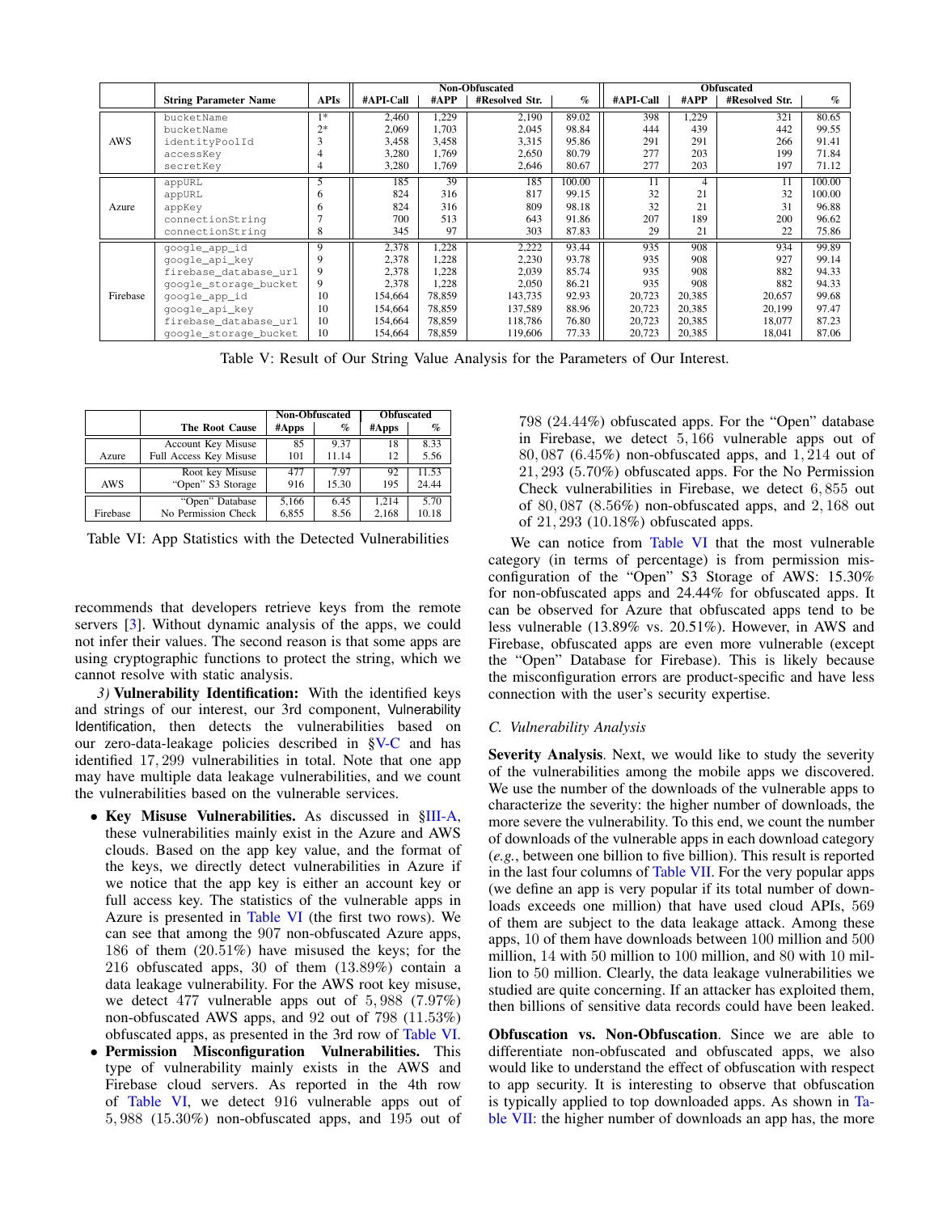|  | String Parameter Name | APIs | Non-Obfuscated |  |  |  | Obfuscated |  |  |  |
|---|---|---|---|---|---|---|---|---|---|---|
|  |  |  | #API-Call | #APP | #Resolved Str. | % | #API-Call | #APP | #Resolved Str. | % |
| AWS | bucketName | 1* | 2,460 | 1,229 | 2,190 | 89.02 | 398 | 1,229 | 321 | 80.65 |
|  | bucketName | 2* | 2,069 | 1,703 | 2,045 | 98.84 | 444 | 439 | 442 | 99.55 |
|  | identityPoolId | 3 | 3,458 | 3,458 | 3,315 | 95.86 | 291 | 291 | 266 | 91.41 |
|  | accessKey | 4 | 3,280 | 1,769 | 2,650 | 80.79 | 277 | 203 | 199 | 71.84 |
|  | secretKey | 4 | 3,280 | 1,769 | 2,646 | 80.67 | 277 | 203 | 197 | 71.12 |
| Azure | appURL | 5 | 185 | 39 | 185 | 100.00 | 11 | 4 | 11 | 100.00 |
|  | appURL | 6 | 824 | 316 | 817 | 99.15 | 32 | 21 | 32 | 100.00 |
|  | appKey | 6 | 824 | 316 | 809 | 98.18 | 32 | 21 | 31 | 96.88 |
|  | connectionString | 7 | 700 | 513 | 643 | 91.86 | 207 | 189 | 200 | 96.62 |
|  | connectionString | 8 | 345 | 97 | 303 | 87.83 | 29 | 21 | 22 | 75.86 |
| Firebase | google_app_id | 9 | 2,378 | 1,228 | 2,222 | 93.44 | 935 | 908 | 934 | 99.89 |
|  | google_api_key | 9 | 2,378 | 1,228 | 2,230 | 93.78 | 935 | 908 | 927 | 99.14 |
|  | firebase_database_url | 9 | 2,378 | 1,228 | 2,039 | 85.74 | 935 | 908 | 882 | 94.33 |
|  | google_storage_bucket | 9 | 2,378 | 1,228 | 2,050 | 86.21 | 935 | 908 | 882 | 94.33 |
|  | google_app_id | 10 | 154,664 | 78,859 | 143,735 | 92.93 | 20,723 | 20,385 | 20,657 | 99.68 |
|  | google_api_key | 10 | 154,664 | 78,859 | 137,589 | 88.96 | 20,723 | 20,385 | 20,199 | 97.47 |
|  | firebase_database_url | 10 | 154,664 | 78,859 | 118,786 | 76.80 | 20,723 | 20,385 | 18,077 | 87.23 |
|  | google_storage_bucket | 10 | 154,664 | 78,859 | 119,606 | 77.33 | 20,723 | 20,385 | 18,041 | 87.06 |

Table V: Result of Our String Value Analysis for the Parameters of Our Interest.

|  | The Root Cause | Non-Obfuscated |  | Obfuscated |  |
|---|---|---|---|---|---|
|  |  | #Apps | % | #Apps | % |
| Azure | Account Key Misuse | 85 | 9.37 | 18 | 8.33 |
|  | Full Access Key Misuse | 101 | 11.14 | 12 | 5.56 |
| AWS | Root key Misuse | 477 | 7.97 | 92 | 11.53 |
|  | "Open" S3 Storage | 916 | 15.30 | 195 | 24.44 |
| Firebase | "Open" Database | 5,166 | 6.45 | 1,214 | 5.70 |
|  | No Permission Check | 6,855 | 8.56 | 2,168 | 10.18 |

Table VI: App Statistics with the Detected Vulnerabilities

recommends that developers retrieve keys from the remote servers [3]. Without dynamic analysis of the apps, we could not infer their values. The second reason is that some apps are using cryptographic functions to protect the string, which we cannot resolve with static analysis.

*3)* **Vulnerability Identification:** With the identified keys and strings of our interest, our 3rd component, Vulnerability Identification, then detects the vulnerabilities based on our zero-data-leakage policies described in §V-C and has identified 17,299 vulnerabilities in total. Note that one app may have multiple data leakage vulnerabilities, and we count the vulnerabilities based on the vulnerable services.

- **Key Misuse Vulnerabilities.** As discussed in §III-A, these vulnerabilities mainly exist in the Azure and AWS clouds. Based on the app key value, and the format of the keys, we directly detect vulnerabilities in Azure if we notice that the app key is either an account key or full access key. The statistics of the vulnerable apps in Azure is presented in Table VI (the first two rows). We can see that among the 907 non-obfuscated Azure apps, 186 of them (20.51%) have misused the keys; for the 216 obfuscated apps, 30 of them (13.89%) contain a data leakage vulnerability. For the AWS root key misuse, we detect 477 vulnerable apps out of 5,988 (7.97%) non-obfuscated AWS apps, and 92 out of 798 (11.53%) obfuscated apps, as presented in the 3rd row of Table VI.
- **Permission Misconfiguration Vulnerabilities.** This type of vulnerability mainly exists in the AWS and Firebase cloud servers. As reported in the 4th row of Table VI, we detect 916 vulnerable apps out of 5,988 (15.30%) non-obfuscated apps, and 195 out of 798 (24.44%) obfuscated apps. For the "Open" database in Firebase, we detect 5,166 vulnerable apps out of 80,087 (6.45%) non-obfuscated apps, and 1,214 out of 21,293 (5.70%) obfuscated apps. For the No Permission Check vulnerabilities in Firebase, we detect 6,855 out of 80,087 (8.56%) non-obfuscated apps, and 2,168 out of 21,293 (10.18%) obfuscated apps.

We can notice from Table VI that the most vulnerable category (in terms of percentage) is from permission misconfiguration of the "Open" S3 Storage of AWS: 15.30% for non-obfuscated apps and 24.44% for obfuscated apps. It can be observed for Azure that obfuscated apps tend to be less vulnerable (13.89% vs. 20.51%). However, in AWS and Firebase, obfuscated apps are even more vulnerable (except the "Open" Database for Firebase). This is likely because the misconfiguration errors are product-specific and have less connection with the user's security expertise.

### C. Vulnerability Analysis

**Severity Analysis**. Next, we would like to study the severity of the vulnerabilities among the mobile apps we discovered. We use the number of the downloads of the vulnerable apps to characterize the severity: the higher number of downloads, the more severe the vulnerability. To this end, we count the number of downloads of the vulnerable apps in each download category (*e.g.*, between one billion to five billion). This result is reported in the last four columns of Table VII. For the very popular apps (we define an app is very popular if its total number of downloads exceeds one million) that have used cloud APIs, 569 of them are subject to the data leakage attack. Among these apps, 10 of them have downloads between 100 million and 500 million, 14 with 50 million to 100 million, and 80 with 10 million to 50 million. Clearly, the data leakage vulnerabilities we studied are quite concerning. If an attacker has exploited them, then billions of sensitive data records could have been leaked.

**Obfuscation vs. Non-Obfuscation**. Since we are able to differentiate non-obfuscated and obfuscated apps, we also would like to understand the effect of obfuscation with respect to app security. It is interesting to observe that obfuscation is typically applied to top downloaded apps. As shown in Table VII: the higher number of downloads an app has, the more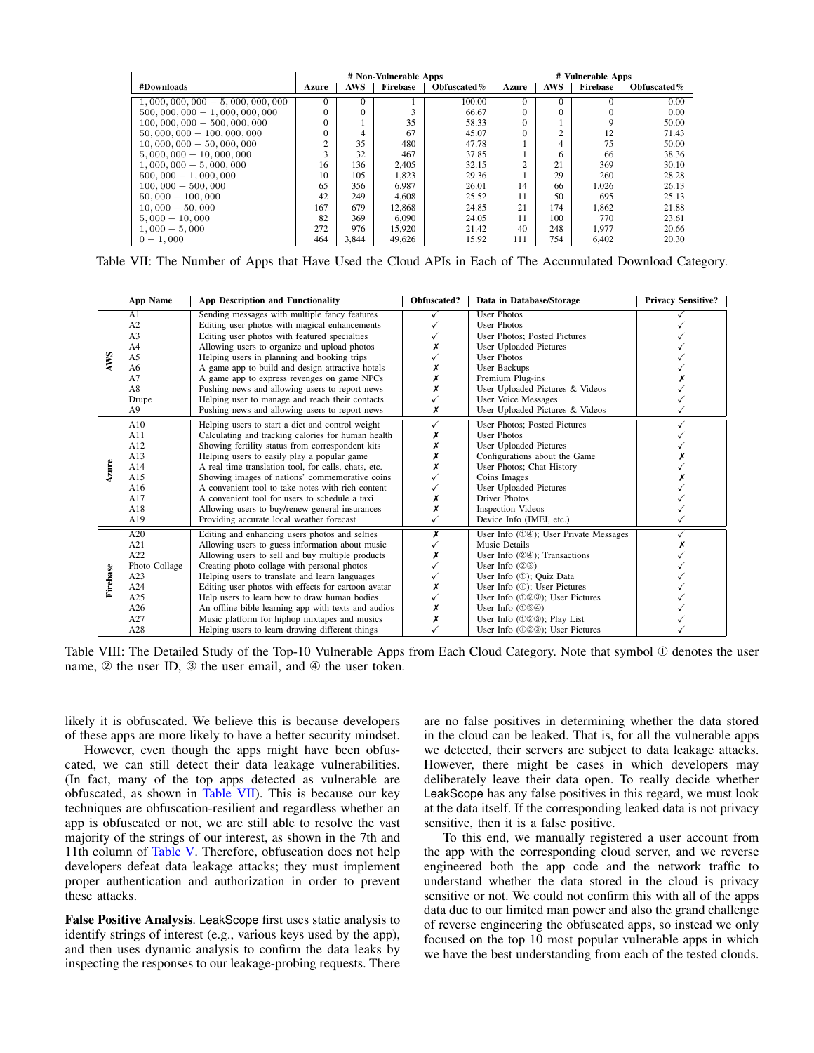| #Downloads | # Non-Vulnerable Apps | | | | # Vulnerable Apps | | | |
|---|---|---|---|---|---|---|---|---|
| | Azure | AWS | Firebase | Obfuscated% | Azure | AWS | Firebase | Obfuscated% |
| $1,000,000,000 - 5,000,000,000$ | 0 | 0 | 1 | 100.00 | 0 | 0 | 0 | 0.00 |
| $500,000,000 - 1,000,000,000$ | 0 | 0 | 3 | 66.67 | 0 | 0 | 0 | 0.00 |
| $100,000,000 - 500,000,000$ | 0 | 1 | 35 | 58.33 | 0 | 1 | 9 | 50.00 |
| $50,000,000 - 100,000,000$ | 0 | 4 | 67 | 45.07 | 0 | 2 | 12 | 71.43 |
| $10,000,000 - 50,000,000$ | 2 | 35 | 480 | 47.78 | 1 | 4 | 75 | 50.00 |
| $5,000,000 - 10,000,000$ | 3 | 32 | 467 | 37.85 | 1 | 6 | 66 | 38.36 |
| $1,000,000 - 5,000,000$ | 16 | 136 | 2,405 | 32.15 | 2 | 21 | 369 | 30.10 |
| $500,000 - 1,000,000$ | 10 | 105 | 1,823 | 29.36 | 1 | 29 | 260 | 28.28 |
| $100,000 - 500,000$ | 65 | 356 | 6,987 | 26.01 | 14 | 66 | 1,026 | 26.13 |
| $50,000 - 100,000$ | 42 | 249 | 4,608 | 25.52 | 11 | 50 | 695 | 25.13 |
| $10,000 - 50,000$ | 167 | 679 | 12,868 | 24.85 | 21 | 174 | 1,862 | 21.88 |
| $5,000 - 10,000$ | 82 | 369 | 6,090 | 24.05 | 11 | 100 | 770 | 23.61 |
| $1,000 - 5,000$ | 272 | 976 | 15,920 | 21.42 | 40 | 248 | 1,977 | 20.66 |
| $0 - 1,000$ | 464 | 3,844 | 49,626 | 15.92 | 111 | 754 | 6,402 | 20.30 |

Table VII: The Number of Apps that Have Used the Cloud APIs in Each of The Accumulated Download Category.

| | App Name | App Description and Functionality | Obfuscated? | Data in Database/Storage | Privacy Sensitive? |
|---|---|---|---|---|---|
| AWS | A1 | Sending messages with multiple fancy features | ✓ | User Photos | ✓ |
| | A2 | Editing user photos with magical enhancements | ✓ | User Photos | ✓ |
| | A3 | Editing user photos with featured specialties | ✓ | User Photos; Posted Pictures | ✓ |
| | A4 | Allowing users to organize and upload photos | ✗ | User Uploaded Pictures | ✓ |
| | A5 | Helping users in planning and booking trips | ✓ | User Photos | ✓ |
| | A6 | A game app to build and design attractive hotels | ✗ | User Backups | ✓ |
| | A7 | A game app to express revenges on game NPCs | ✗ | Premium Plug-ins | ✗ |
| | A8 | Pushing news and allowing users to report news | ✗ | User Uploaded Pictures & Videos | ✓ |
| | Drupe | Helping user to manage and reach their contacts | ✓ | User Voice Messages | ✓ |
| | A9 | Pushing news and allowing users to report news | ✗ | User Uploaded Pictures & Videos | ✓ |
| Azure | A10 | Helping users to start a diet and control weight | ✓ | User Photos; Posted Pictures | ✓ |
| | A11 | Calculating and tracking calories for human health | ✗ | User Photos | ✓ |
| | A12 | Showing fertility status from correspondent kits | ✗ | User Uploaded Pictures | ✓ |
| | A13 | Helping users to easily play a popular game | ✗ | Configurations about the Game | ✗ |
| | A14 | A real time translation tool, for calls, chats, etc. | ✗ | User Photos; Chat History | ✓ |
| | A15 | Showing images of nations' commemorative coins | ✓ | Coins Images | ✗ |
| | A16 | A convenient tool to take notes with rich content | ✓ | User Uploaded Pictures | ✓ |
| | A17 | A convenient tool for users to schedule a taxi | ✗ | Driver Photos | ✓ |
| | A18 | Allowing users to buy/renew general insurances | ✗ | Inspection Videos | ✓ |
| | A19 | Providing accurate local weather forecast | ✓ | Device Info (IMEI, etc.) | ✓ |
| Firebase | A20 | Editing and enhancing users photos and selfies | ✗ | User Info (①④); User Private Messages | ✓ |
| | A21 | Allowing users to guess information about music | ✓ | Music Details | ✗ |
| | A22 | Allowing users to sell and buy multiple products | ✗ | User Info (②④); Transactions | ✓ |
| | Photo Collage | Creating photo collage with personal photos | ✓ | User Info (②③) | ✓ |
| | A23 | Helping users to translate and learn languages | ✓ | User Info (①); Quiz Data | ✓ |
| | A24 | Editing user photos with effects for cartoon avatar | ✗ | User Info (①); User Pictures | ✓ |
| | A25 | Help users to learn how to draw human bodies | ✓ | User Info (①②③); User Pictures | ✓ |
| | A26 | An offline bible learning app with texts and audios | ✗ | User Info (①③④) | ✓ |
| | A27 | Music platform for hiphop mixtapes and musics | ✗ | User Info (①②③); Play List | ✓ |
| | A28 | Helping users to learn drawing different things | ✓ | User Info (①②③); User Pictures | ✓ |

Table VIII: The Detailed Study of the Top-10 Vulnerable Apps from Each Cloud Category. Note that symbol ① denotes the user name, ② the user ID, ③ the user email, and ④ the user token.

likely it is obfuscated. We believe this is because developers of these apps are more likely to have a better security mindset.

However, even though the apps might have been obfuscated, we can still detect their data leakage vulnerabilities. (In fact, many of the top apps detected as vulnerable are obfuscated, as shown in Table VII). This is because our key techniques are obfuscation-resilient and regardless whether an app is obfuscated or not, we are still able to resolve the vast majority of the strings of our interest, as shown in the 7th and 11th column of Table V. Therefore, obfuscation does not help developers defeat data leakage attacks; they must implement proper authentication and authorization in order to prevent these attacks.

**False Positive Analysis**. LeakScope first uses static analysis to identify strings of interest (e.g., various keys used by the app), and then uses dynamic analysis to confirm the data leaks by inspecting the responses to our leakage-probing requests. There are no false positives in determining whether the data stored in the cloud can be leaked. That is, for all the vulnerable apps we detected, their servers are subject to data leakage attacks. However, there might be cases in which developers may deliberately leave their data open. To really decide whether LeakScope has any false positives in this regard, we must look at the data itself. If the corresponding leaked data is not privacy sensitive, then it is a false positive.

To this end, we manually registered a user account from the app with the corresponding cloud server, and we reverse engineered both the app code and the network traffic to understand whether the data stored in the cloud is privacy sensitive or not. We could not confirm this with all of the apps data due to our limited man power and also the grand challenge of reverse engineering the obfuscated apps, so instead we only focused on the top 10 most popular vulnerable apps in which we have the best understanding from each of the tested clouds.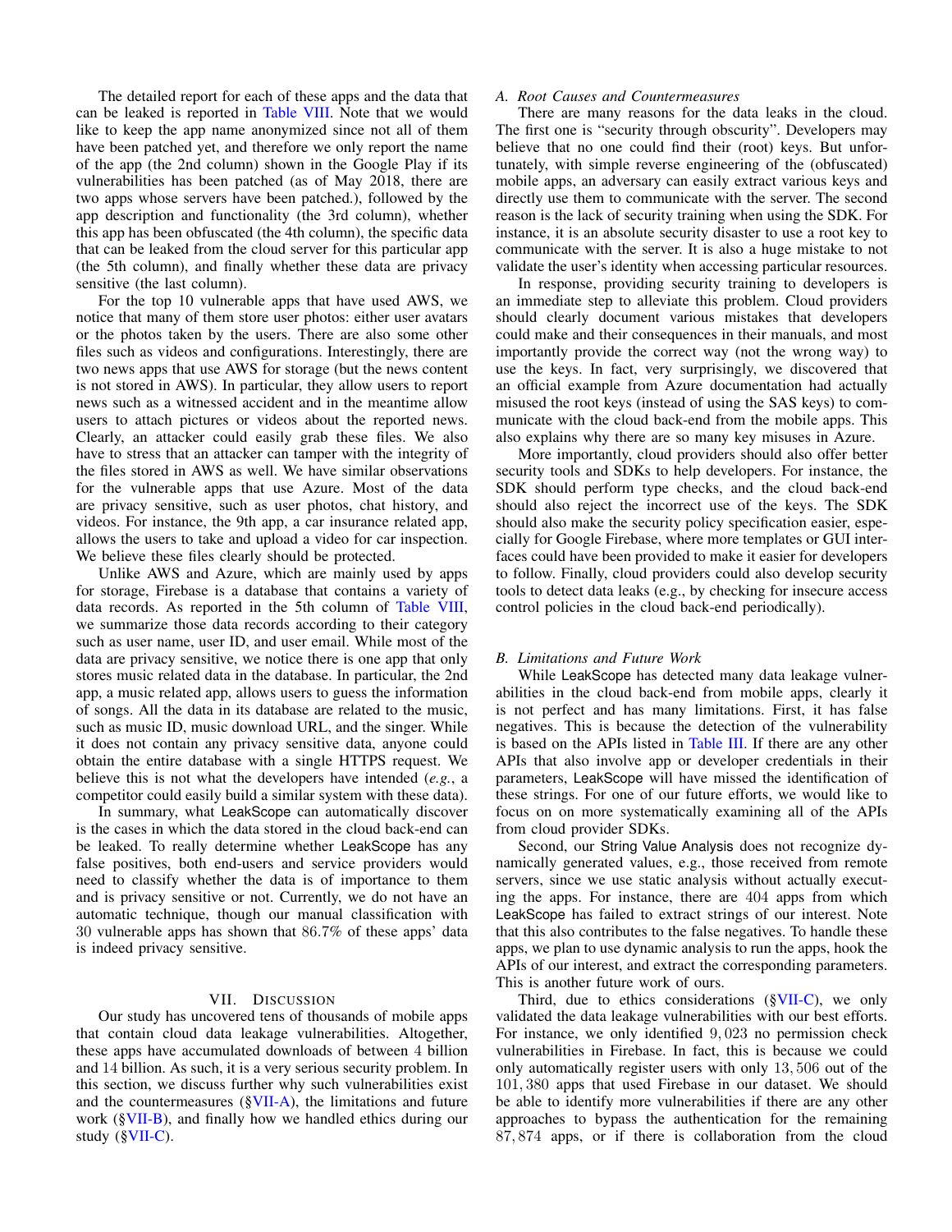The detailed report for each of these apps and the data that can be leaked is reported in Table VIII. Note that we would like to keep the app name anonymized since not all of them have been patched yet, and therefore we only report the name of the app (the 2nd column) shown in the Google Play if its vulnerabilities has been patched (as of May 2018, there are two apps whose servers have been patched.), followed by the app description and functionality (the 3rd column), whether this app has been obfuscated (the 4th column), the specific data that can be leaked from the cloud server for this particular app (the 5th column), and finally whether these data are privacy sensitive (the last column).

For the top 10 vulnerable apps that have used AWS, we notice that many of them store user photos: either user avatars or the photos taken by the users. There are also some other files such as videos and configurations. Interestingly, there are two news apps that use AWS for storage (but the news content is not stored in AWS). In particular, they allow users to report news such as a witnessed accident and in the meantime allow users to attach pictures or videos about the reported news. Clearly, an attacker could easily grab these files. We also have to stress that an attacker can tamper with the integrity of the files stored in AWS as well. We have similar observations for the vulnerable apps that use Azure. Most of the data are privacy sensitive, such as user photos, chat history, and videos. For instance, the 9th app, a car insurance related app, allows the users to take and upload a video for car inspection. We believe these files clearly should be protected.

Unlike AWS and Azure, which are mainly used by apps for storage, Firebase is a database that contains a variety of data records. As reported in the 5th column of Table VIII, we summarize those data records according to their category such as user name, user ID, and user email. While most of the data are privacy sensitive, we notice there is one app that only stores music related data in the database. In particular, the 2nd app, a music related app, allows users to guess the information of songs. All the data in its database are related to the music, such as music ID, music download URL, and the singer. While it does not contain any privacy sensitive data, anyone could obtain the entire database with a single HTTPS request. We believe this is not what the developers have intended (*e.g.*, a competitor could easily build a similar system with these data).

In summary, what LeakScope can automatically discover is the cases in which the data stored in the cloud back-end can be leaked. To really determine whether LeakScope has any false positives, both end-users and service providers would need to classify whether the data is of importance to them and is privacy sensitive or not. Currently, we do not have an automatic technique, though our manual classification with 30 vulnerable apps has shown that 86.7% of these apps' data is indeed privacy sensitive.

## VII. Discussion

Our study has uncovered tens of thousands of mobile apps that contain cloud data leakage vulnerabilities. Altogether, these apps have accumulated downloads of between 4 billion and 14 billion. As such, it is a very serious security problem. In this section, we discuss further why such vulnerabilities exist and the countermeasures (§VII-A), the limitations and future work (§VII-B), and finally how we handled ethics during our study (§VII-C).

### *A. Root Causes and Countermeasures*

There are many reasons for the data leaks in the cloud. The first one is "security through obscurity". Developers may believe that no one could find their (root) keys. But unfortunately, with simple reverse engineering of the (obfuscated) mobile apps, an adversary can easily extract various keys and directly use them to communicate with the server. The second reason is the lack of security training when using the SDK. For instance, it is an absolute security disaster to use a root key to communicate with the server. It is also a huge mistake to not validate the user's identity when accessing particular resources.

In response, providing security training to developers is an immediate step to alleviate this problem. Cloud providers should clearly document various mistakes that developers could make and their consequences in their manuals, and most importantly provide the correct way (not the wrong way) to use the keys. In fact, very surprisingly, we discovered that an official example from Azure documentation had actually misused the root keys (instead of using the SAS keys) to communicate with the cloud back-end from the mobile apps. This also explains why there are so many key misuses in Azure.

More importantly, cloud providers should also offer better security tools and SDKs to help developers. For instance, the SDK should perform type checks, and the cloud back-end should also reject the incorrect use of the keys. The SDK should also make the security policy specification easier, especially for Google Firebase, where more templates or GUI interfaces could have been provided to make it easier for developers to follow. Finally, cloud providers could also develop security tools to detect data leaks (e.g., by checking for insecure access control policies in the cloud back-end periodically).

### *B. Limitations and Future Work*

While LeakScope has detected many data leakage vulnerabilities in the cloud back-end from mobile apps, clearly it is not perfect and has many limitations. First, it has false negatives. This is because the detection of the vulnerability is based on the APIs listed in Table III. If there are any other APIs that also involve app or developer credentials in their parameters, LeakScope will have missed the identification of these strings. For one of our future efforts, we would like to focus on on more systematically examining all of the APIs from cloud provider SDKs.

Second, our String Value Analysis does not recognize dynamically generated values, e.g., those received from remote servers, since we use static analysis without actually executing the apps. For instance, there are 404 apps from which LeakScope has failed to extract strings of our interest. Note that this also contributes to the false negatives. To handle these apps, we plan to use dynamic analysis to run the apps, hook the APIs of our interest, and extract the corresponding parameters. This is another future work of ours.

Third, due to ethics considerations (§VII-C), we only validated the data leakage vulnerabilities with our best efforts. For instance, we only identified 9,023 no permission check vulnerabilities in Firebase. In fact, this is because we could only automatically register users with only 13,506 out of the 101,380 apps that used Firebase in our dataset. We should be able to identify more vulnerabilities if there are any other approaches to bypass the authentication for the remaining 87,874 apps, or if there is collaboration from the cloud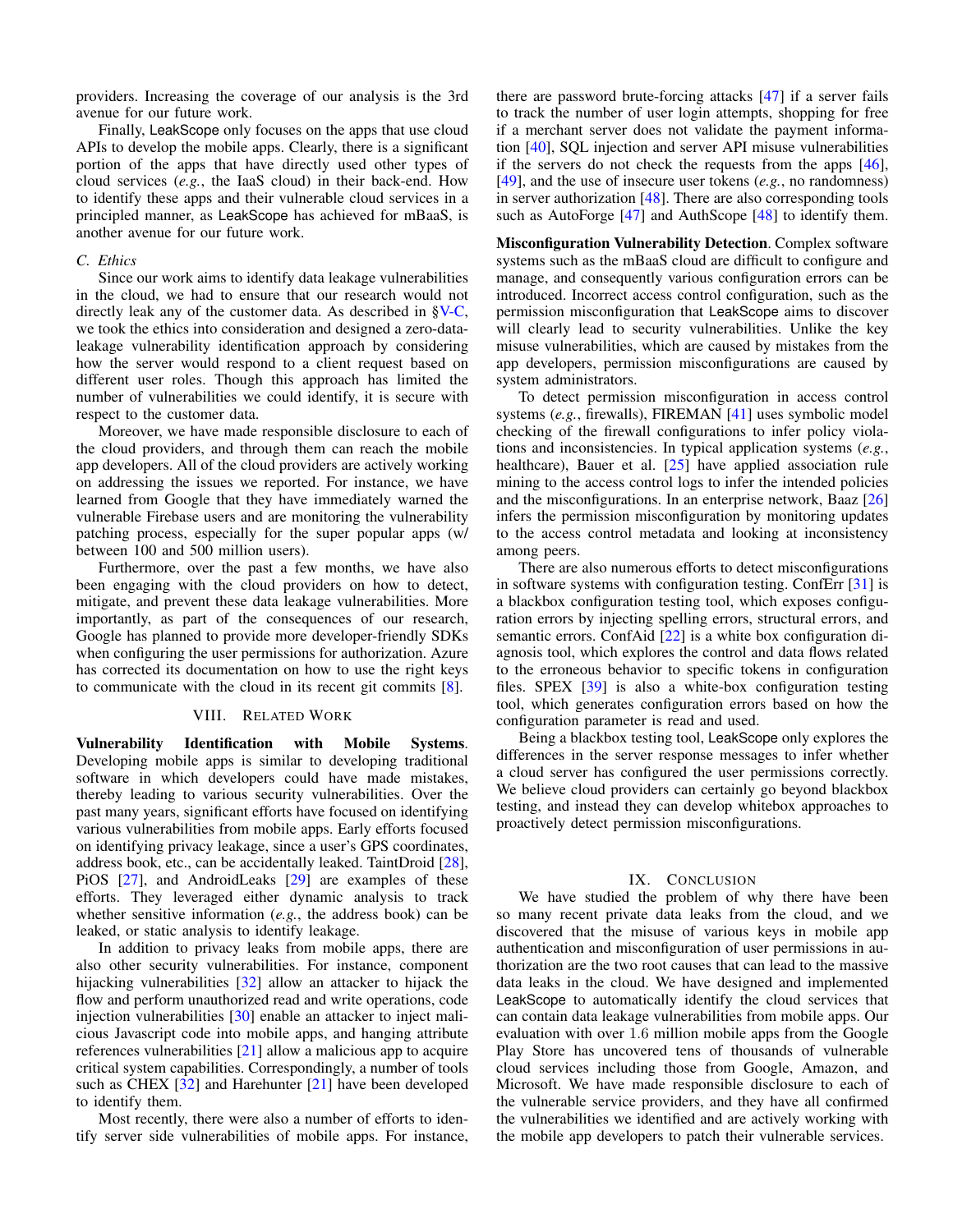providers. Increasing the coverage of our analysis is the 3rd avenue for our future work.

Finally, LeakScope only focuses on the apps that use cloud APIs to develop the mobile apps. Clearly, there is a significant portion of the apps that have directly used other types of cloud services (*e.g.*, the IaaS cloud) in their back-end. How to identify these apps and their vulnerable cloud services in a principled manner, as LeakScope has achieved for mBaaS, is another avenue for our future work.

### C. Ethics

Since our work aims to identify data leakage vulnerabilities in the cloud, we had to ensure that our research would not directly leak any of the customer data. As described in §V-C, we took the ethics into consideration and designed a zero-data-leakage vulnerability identification approach by considering how the server would respond to a client request based on different user roles. Though this approach has limited the number of vulnerabilities we could identify, it is secure with respect to the customer data.

Moreover, we have made responsible disclosure to each of the cloud providers, and through them can reach the mobile app developers. All of the cloud providers are actively working on addressing the issues we reported. For instance, we have learned from Google that they have immediately warned the vulnerable Firebase users and are monitoring the vulnerability patching process, especially for the super popular apps (w/ between 100 and 500 million users).

Furthermore, over the past a few months, we have also been engaging with the cloud providers on how to detect, mitigate, and prevent these data leakage vulnerabilities. More importantly, as part of the consequences of our research, Google has planned to provide more developer-friendly SDKs when configuring the user permissions for authorization. Azure has corrected its documentation on how to use the right keys to communicate with the cloud in its recent git commits [8].

## VIII. Related Work

**Vulnerability Identification with Mobile Systems**. Developing mobile apps is similar to developing traditional software in which developers could have made mistakes, thereby leading to various security vulnerabilities. Over the past many years, significant efforts have focused on identifying various vulnerabilities from mobile apps. Early efforts focused on identifying privacy leakage, since a user's GPS coordinates, address book, etc., can be accidentally leaked. TaintDroid [28], PiOS [27], and AndroidLeaks [29] are examples of these efforts. They leveraged either dynamic analysis to track whether sensitive information (*e.g.*, the address book) can be leaked, or static analysis to identify leakage.

In addition to privacy leaks from mobile apps, there are also other security vulnerabilities. For instance, component hijacking vulnerabilities [32] allow an attacker to hijack the flow and perform unauthorized read and write operations, code injection vulnerabilities [30] enable an attacker to inject malicious Javascript code into mobile apps, and hanging attribute references vulnerabilities [21] allow a malicious app to acquire critical system capabilities. Correspondingly, a number of tools such as CHEX [32] and Harehunter [21] have been developed to identify them.

Most recently, there were also a number of efforts to identify server side vulnerabilities of mobile apps. For instance, there are password brute-forcing attacks [47] if a server fails to track the number of user login attempts, shopping for free if a merchant server does not validate the payment information [40], SQL injection and server API misuse vulnerabilities if the servers do not check the requests from the apps [46], [49], and the use of insecure user tokens (*e.g.*, no randomness) in server authorization [48]. There are also corresponding tools such as AutoForge [47] and AuthScope [48] to identify them.

**Misconfiguration Vulnerability Detection**. Complex software systems such as the mBaaS cloud are difficult to configure and manage, and consequently various configuration errors can be introduced. Incorrect access control configuration, such as the permission misconfiguration that LeakScope aims to discover will clearly lead to security vulnerabilities. Unlike the key misuse vulnerabilities, which are caused by mistakes from the app developers, permission misconfigurations are caused by system administrators.

To detect permission misconfiguration in access control systems (*e.g.*, firewalls), FIREMAN [41] uses symbolic model checking of the firewall configurations to infer policy violations and inconsistencies. In typical application systems (*e.g.*, healthcare), Bauer et al. [25] have applied association rule mining to the access control logs to infer the intended policies and the misconfigurations. In an enterprise network, Baaz [26] infers the permission misconfiguration by monitoring updates to the access control metadata and looking at inconsistency among peers.

There are also numerous efforts to detect misconfigurations in software systems with configuration testing. ConfErr [31] is a blackbox configuration testing tool, which exposes configuration errors by injecting spelling errors, structural errors, and semantic errors. ConfAid [22] is a white box configuration diagnosis tool, which explores the control and data flows related to the erroneous behavior to specific tokens in configuration files. SPEX [39] is also a white-box configuration testing tool, which generates configuration errors based on how the configuration parameter is read and used.

Being a blackbox testing tool, LeakScope only explores the differences in the server response messages to infer whether a cloud server has configured the user permissions correctly. We believe cloud providers can certainly go beyond blackbox testing, and instead they can develop whitebox approaches to proactively detect permission misconfigurations.

## IX. Conclusion

We have studied the problem of why there have been so many recent private data leaks from the cloud, and we discovered that the misuse of various keys in mobile app authentication and misconfiguration of user permissions in authorization are the two root causes that can lead to the massive data leaks in the cloud. We have designed and implemented LeakScope to automatically identify the cloud services that can contain data leakage vulnerabilities from mobile apps. Our evaluation with over 1.6 million mobile apps from the Google Play Store has uncovered tens of thousands of vulnerable cloud services including those from Google, Amazon, and Microsoft. We have made responsible disclosure to each of the vulnerable service providers, and they have all confirmed the vulnerabilities we identified and are actively working with the mobile app developers to patch their vulnerable services.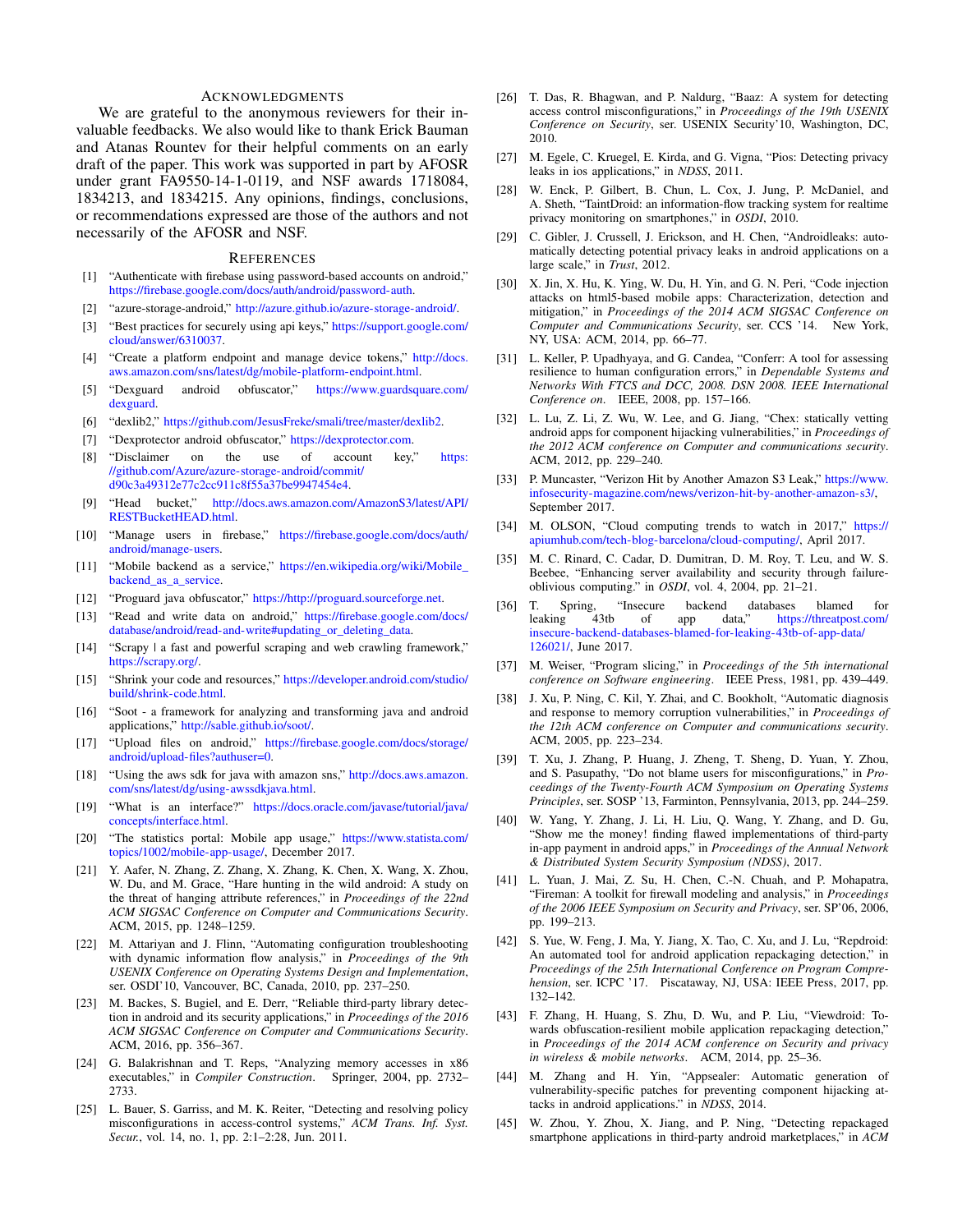## Acknowledgments

We are grateful to the anonymous reviewers for their invaluable feedbacks. We also would like to thank Erick Bauman and Atanas Rountev for their helpful comments on an early draft of the paper. This work was supported in part by AFOSR under grant FA9550-14-1-0119, and NSF awards 1718084, 1834213, and 1834215. Any opinions, findings, conclusions, or recommendations expressed are those of the authors and not necessarily of the AFOSR and NSF.

## References

[1] "Authenticate with firebase using password-based accounts on android," https://firebase.google.com/docs/auth/android/password-auth.

[2] "azure-storage-android," http://azure.github.io/azure-storage-android/.

[3] "Best practices for securely using api keys," https://support.google.com/cloud/answer/6310037.

[4] "Create a platform endpoint and manage device tokens," http://docs.aws.amazon.com/sns/latest/dg/mobile-platform-endpoint.html.

[5] "Dexguard android obfuscator," https://www.guardsquare.com/dexguard.

[6] "dexlib2," https://github.com/JesusFreke/smali/tree/master/dexlib2.

[7] "Dexprotector android obfuscator," https://dexprotector.com.

[8] "Disclaimer on the use of account key," https://github.com/Azure/azure-storage-android/commit/d90c3a49312e77c2cc911c8f55a37be9947454e4.

[9] "Head bucket," http://docs.aws.amazon.com/AmazonS3/latest/API/RESTBucketHEAD.html.

[10] "Manage users in firebase," https://firebase.google.com/docs/auth/android/manage-users.

[11] "Mobile backend as a service," https://en.wikipedia.org/wiki/Mobile_backend_as_a_service.

[12] "Proguard java obfuscator," https://http://proguard.sourceforge.net.

[13] "Read and write data on android," https://firebase.google.com/docs/database/android/read-and-write#updating_or_deleting_data.

[14] "Scrapy | a fast and powerful scraping and web crawling framework," https://scrapy.org/.

[15] "Shrink your code and resources," https://developer.android.com/studio/build/shrink-code.html.

[16] "Soot - a framework for analyzing and transforming java and android applications," http://sable.github.io/soot/.

[17] "Upload files on android," https://firebase.google.com/docs/storage/android/upload-files?authuser=0.

[18] "Using the aws sdk for java with amazon sns," http://docs.aws.amazon.com/sns/latest/dg/using-awssdkjava.html.

[19] "What is an interface?" https://docs.oracle.com/javase/tutorial/java/concepts/interface.html.

[20] "The statistics portal: Mobile app usage," https://www.statista.com/topics/1002/mobile-app-usage/, December 2017.

[21] Y. Aafer, N. Zhang, Z. Zhang, X. Zhang, K. Chen, X. Wang, X. Zhou, W. Du, and M. Grace, "Hare hunting in the wild android: A study on the threat of hanging attribute references," in *Proceedings of the 22nd ACM SIGSAC Conference on Computer and Communications Security*. ACM, 2015, pp. 1248–1259.

[22] M. Attariyan and J. Flinn, "Automating configuration troubleshooting with dynamic information flow analysis," in *Proceedings of the 9th USENIX Conference on Operating Systems Design and Implementation*, ser. OSDI'10, Vancouver, BC, Canada, 2010, pp. 237–250.

[23] M. Backes, S. Bugiel, and E. Derr, "Reliable third-party library detection in android and its security applications," in *Proceedings of the 2016 ACM SIGSAC Conference on Computer and Communications Security*. ACM, 2016, pp. 356–367.

[24] G. Balakrishnan and T. Reps, "Analyzing memory accesses in x86 executables," in *Compiler Construction*. Springer, 2004, pp. 2732–2733.

[25] L. Bauer, S. Garriss, and M. K. Reiter, "Detecting and resolving policy misconfigurations in access-control systems," *ACM Trans. Inf. Syst. Secur.*, vol. 14, no. 1, pp. 2:1–2:28, Jun. 2011.

[26] T. Das, R. Bhagwan, and P. Naldurg, "Baaz: A system for detecting access control misconfigurations," in *Proceedings of the 19th USENIX Conference on Security*, ser. USENIX Security'10, Washington, DC, 2010.

[27] M. Egele, C. Kruegel, E. Kirda, and G. Vigna, "Pios: Detecting privacy leaks in ios applications," in *NDSS*, 2011.

[28] W. Enck, P. Gilbert, B. Chun, L. Cox, J. Jung, P. McDaniel, and A. Sheth, "TaintDroid: an information-flow tracking system for realtime privacy monitoring on smartphones," in *OSDI*, 2010.

[29] C. Gibler, J. Crussell, J. Erickson, and H. Chen, "Androidleaks: automatically detecting potential privacy leaks in android applications on a large scale," in *Trust*, 2012.

[30] X. Jin, X. Hu, K. Ying, W. Du, H. Yin, and G. N. Peri, "Code injection attacks on html5-based mobile apps: Characterization, detection and mitigation," in *Proceedings of the 2014 ACM SIGSAC Conference on Computer and Communications Security*, ser. CCS '14. New York, NY, USA: ACM, 2014, pp. 66–77.

[31] L. Keller, P. Upadhyaya, and G. Candea, "Conferr: A tool for assessing resilience to human configuration errors," in *Dependable Systems and Networks With FTCS and DCC, 2008. DSN 2008. IEEE International Conference on*. IEEE, 2008, pp. 157–166.

[32] L. Lu, Z. Li, Z. Wu, W. Lee, and G. Jiang, "Chex: statically vetting android apps for component hijacking vulnerabilities," in *Proceedings of the 2012 ACM conference on Computer and communications security*. ACM, 2012, pp. 229–240.

[33] P. Muncaster, "Verizon Hit by Another Amazon S3 Leak," https://www.infosecurity-magazine.com/news/verizon-hit-by-another-amazon-s3/, September 2017.

[34] M. OLSON, "Cloud computing trends to watch in 2017," https://apiumhub.com/tech-blog-barcelona/cloud-computing/, April 2017.

[35] M. C. Rinard, C. Cadar, D. Dumitran, D. M. Roy, T. Leu, and W. S. Beebee, "Enhancing server availability and security through failure-oblivious computing." in *OSDI*, vol. 4, 2004, pp. 21–21.

[36] T. Spring, "Insecure backend databases blamed for leaking 43tb of app data," https://threatpost.com/insecure-backend-databases-blamed-for-leaking-43tb-of-app-data/126021/, June 2017.

[37] M. Weiser, "Program slicing," in *Proceedings of the 5th international conference on Software engineering*. IEEE Press, 1981, pp. 439–449.

[38] J. Xu, P. Ning, C. Kil, Y. Zhai, and C. Bookholt, "Automatic diagnosis and response to memory corruption vulnerabilities," in *Proceedings of the 12th ACM conference on Computer and communications security*. ACM, 2005, pp. 223–234.

[39] T. Xu, J. Zhang, P. Huang, J. Zheng, T. Sheng, D. Yuan, Y. Zhou, and S. Pasupathy, "Do not blame users for misconfigurations," in *Proceedings of the Twenty-Fourth ACM Symposium on Operating Systems Principles*, ser. SOSP '13, Farminton, Pennsylvania, 2013, pp. 244–259.

[40] W. Yang, Y. Zhang, J. Li, H. Liu, Q. Wang, Y. Zhang, and D. Gu, "Show me the money! finding flawed implementations of third-party in-app payment in android apps," in *Proceedings of the Annual Network & Distributed System Security Symposium (NDSS)*, 2017.

[41] L. Yuan, J. Mai, Z. Su, H. Chen, C.-N. Chuah, and P. Mohapatra, "Fireman: A toolkit for firewall modeling and analysis," in *Proceedings of the 2006 IEEE Symposium on Security and Privacy*, ser. SP'06, 2006, pp. 199–213.

[42] S. Yue, W. Feng, J. Ma, Y. Jiang, X. Tao, C. Xu, and J. Lu, "Repdroid: An automated tool for android application repackaging detection," in *Proceedings of the 25th International Conference on Program Comprehension*, ser. ICPC '17. Piscataway, NJ, USA: IEEE Press, 2017, pp. 132–142.

[43] F. Zhang, H. Huang, S. Zhu, D. Wu, and P. Liu, "Viewdroid: Towards obfuscation-resilient mobile application repackaging detection," in *Proceedings of the 2014 ACM conference on Security and privacy in wireless & mobile networks*. ACM, 2014, pp. 25–36.

[44] M. Zhang and H. Yin, "Appsealer: Automatic generation of vulnerability-specific patches for preventing component hijacking attacks in android applications." in *NDSS*, 2014.

[45] W. Zhou, Y. Zhou, X. Jiang, and P. Ning, "Detecting repackaged smartphone applications in third-party android marketplaces," in *ACM*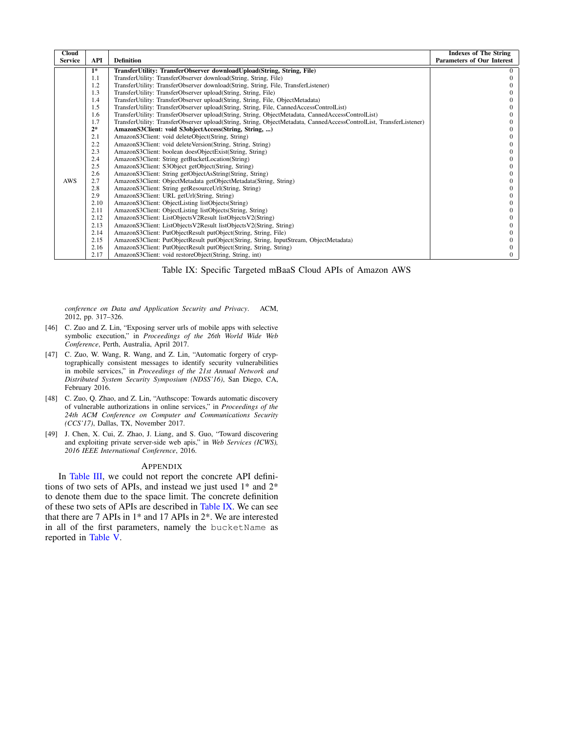| Cloud Service | API | Definition | Indexes of The String Parameters of Our Interest |
|---|---|---|---|
| AWS | **1*** | **TransferUtility: TransferObserver downloadUpload(String, String, File)** | 0 |
| | 1.1 | TransferUtility: TransferObserver download(String, String, File) | 0 |
| | 1.2 | TransferUtility: TransferObserver download(String, String, File, TransferListener) | 0 |
| | 1.3 | TransferUtility: TransferObserver upload(String, String, File) | 0 |
| | 1.4 | TransferUtility: TransferObserver upload(String, String, File, ObjectMetadata) | 0 |
| | 1.5 | TransferUtility: TransferObserver upload(String, String, File, CannedAccessControlList) | 0 |
| | 1.6 | TransferUtility: TransferObserver upload(String, String, ObjectMetadata, CannedAccessControlList) | 0 |
| | 1.7 | TransferUtility: TransferObserver upload(String, String, ObjectMetadata, CannedAccessControlList, TransferListener) | 0 |
| | **2*** | **AmazonS3Client: void S3objectAccess(String, String, ...)** | 0 |
| | 2.1 | AmazonS3Client: void deleteObject(String, String) | 0 |
| | 2.2 | AmazonS3Client: void deleteVersion(String, String, String) | 0 |
| | 2.3 | AmazonS3Client: boolean doesObjectExist(String, String) | 0 |
| | 2.4 | AmazonS3Client: String getBucketLocation(String) | 0 |
| | 2.5 | AmazonS3Client: S3Object getObject(String, String) | 0 |
| | 2.6 | AmazonS3Client: String getObjectAsString(String, String) | 0 |
| | 2.7 | AmazonS3Client: ObjectMetadata getObjectMetadata(String, String) | 0 |
| | 2.8 | AmazonS3Client: String getResourceUrl(String, String) | 0 |
| | 2.9 | AmazonS3Client: URL getUrl(String, String) | 0 |
| | 2.10 | AmazonS3Client: ObjectListing listObjects(String) | 0 |
| | 2.11 | AmazonS3Client: ObjectListing listObjects(String, String) | 0 |
| | 2.12 | AmazonS3Client: ListObjectsV2Result listObjectsV2(String) | 0 |
| | 2.13 | AmazonS3Client: ListObjectsV2Result listObjectsV2(String, String) | 0 |
| | 2.14 | AmazonS3Client: PutObjectResult putObject(String, String, File) | 0 |
| | 2.15 | AmazonS3Client: PutObjectResult putObject(String, String, InputStream, ObjectMetadata) | 0 |
| | 2.16 | AmazonS3Client: PutObjectResult putObject(String, String, String) | 0 |
| | 2.17 | AmazonS3Client: void restoreObject(String, String, int) | 0 |

Table IX: Specific Targeted mBaaS Cloud APIs of Amazon AWS

*conference on Data and Application Security and Privacy*. ACM, 2012, pp. 317–326.

[46] C. Zuo and Z. Lin, "Exposing server urls of mobile apps with selective symbolic execution," in *Proceedings of the 26th World Wide Web Conference*, Perth, Australia, April 2017.

[47] C. Zuo, W. Wang, R. Wang, and Z. Lin, "Automatic forgery of cryptographically consistent messages to identify security vulnerabilities in mobile services," in *Proceedings of the 21st Annual Network and Distributed System Security Symposium (NDSS'16)*, San Diego, CA, February 2016.

[48] C. Zuo, Q. Zhao, and Z. Lin, "Authscope: Towards automatic discovery of vulnerable authorizations in online services," in *Proceedings of the 24th ACM Conference on Computer and Communications Security (CCS'17)*, Dallas, TX, November 2017.

[49] J. Chen, X. Cui, Z. Zhao, J. Liang, and S. Guo, "Toward discovering and exploiting private server-side web apis," in *Web Services (ICWS), 2016 IEEE International Conference*, 2016.

# Appendix

In Table III, we could not report the concrete API definitions of two sets of APIs, and instead we just used 1* and 2* to denote them due to the space limit. The concrete definition of these two sets of APIs are described in Table IX. We can see that there are 7 APIs in 1* and 17 APIs in 2*. We are interested in all of the first parameters, namely the `bucketName` as reported in Table V.